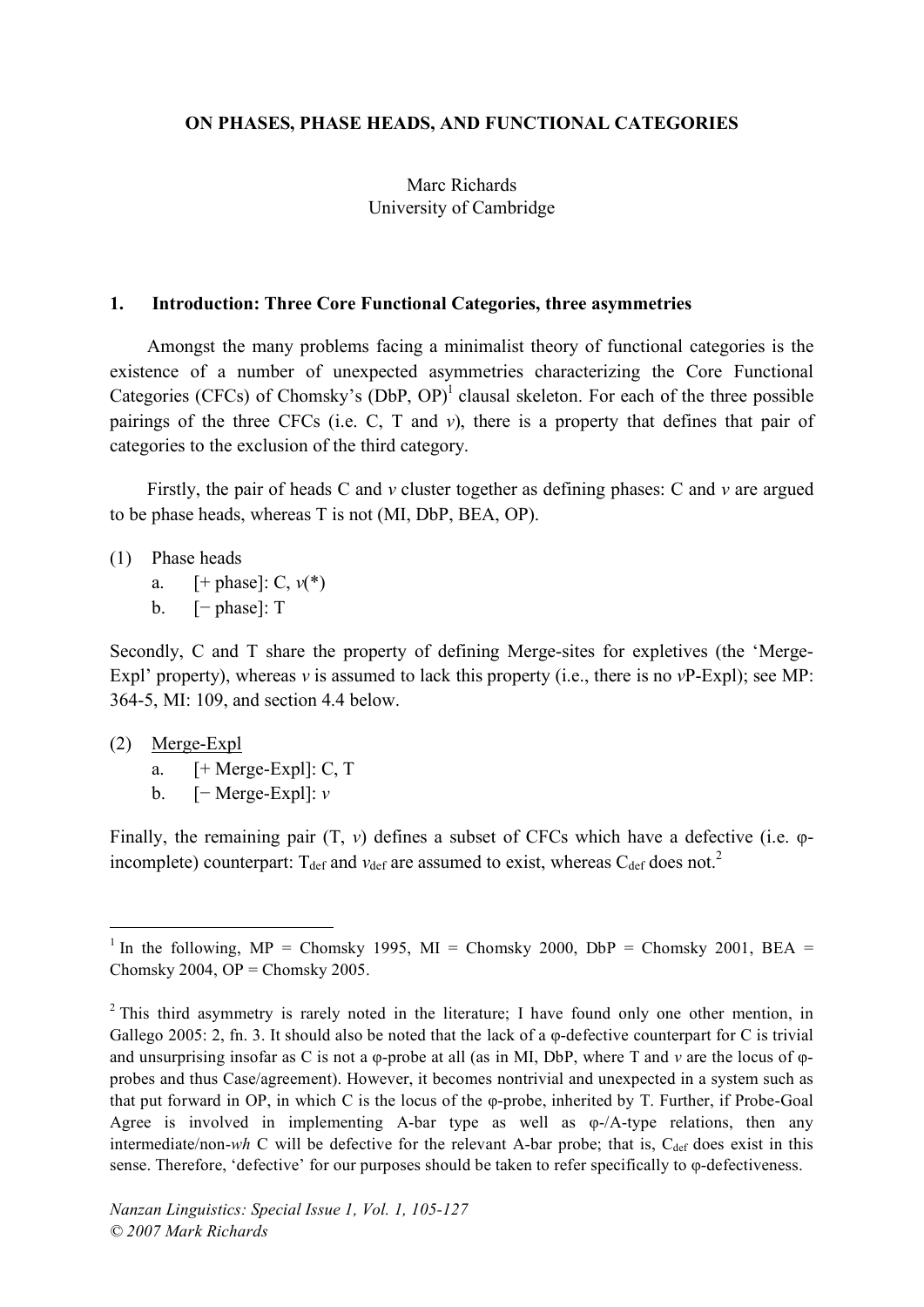# ON PHASES, PHASE HEADS, AND FUNCTIONAL CATEGORIES

Marc Richards
University of Cambridge

## 1. Introduction: Three Core Functional Categories, three asymmetries

Amongst the many problems facing a minimalist theory of functional categories is the existence of a number of unexpected asymmetries characterizing the Core Functional Categories (CFCs) of Chomsky's (DbP, OP)[1] clausal skeleton. For each of the three possible pairings of the three CFCs (i.e. C, T and *v*), there is a property that defines that pair of categories to the exclusion of the third category.

Firstly, the pair of heads C and *v* cluster together as defining phases: C and *v* are argued to be phase heads, whereas T is not (MI, DbP, BEA, OP).

(1) Phase heads
 a. [+ phase]: C, *v*(*)
 b. [− phase]: T

Secondly, C and T share the property of defining Merge-sites for expletives (the 'Merge-Expl' property), whereas *v* is assumed to lack this property (i.e., there is no *v*P-Expl); see MP: 364-5, MI: 109, and section 4.4 below.

(2) <u>Merge-Expl</u>
 a. [+ Merge-Expl]: C, T
 b. [− Merge-Expl]: *v*

Finally, the remaining pair (T, *v*) defines a subset of CFCs which have a defective (i.e. φ-incomplete) counterpart: $T_{def}$ and $v_{def}$ are assumed to exist, whereas $C_{def}$ does not.[2]

---

[1] In the following, MP = Chomsky 1995, MI = Chomsky 2000, DbP = Chomsky 2001, BEA = Chomsky 2004, OP = Chomsky 2005.

[2] This third asymmetry is rarely noted in the literature; I have found only one other mention, in Gallego 2005: 2, fn. 3. It should also be noted that the lack of a φ-defective counterpart for C is trivial and unsurprising insofar as C is not a φ-probe at all (as in MI, DbP, where T and *v* are the locus of φ-probes and thus Case/agreement). However, it becomes nontrivial and unexpected in a system such as that put forward in OP, in which C is the locus of the φ-probe, inherited by T. Further, if Probe-Goal Agree is involved in implementing A-bar type as well as φ-/A-type relations, then any intermediate/non-*wh* C will be defective for the relevant A-bar probe; that is, $C_{def}$ does exist in this sense. Therefore, 'defective' for our purposes should be taken to refer specifically to φ-defectiveness.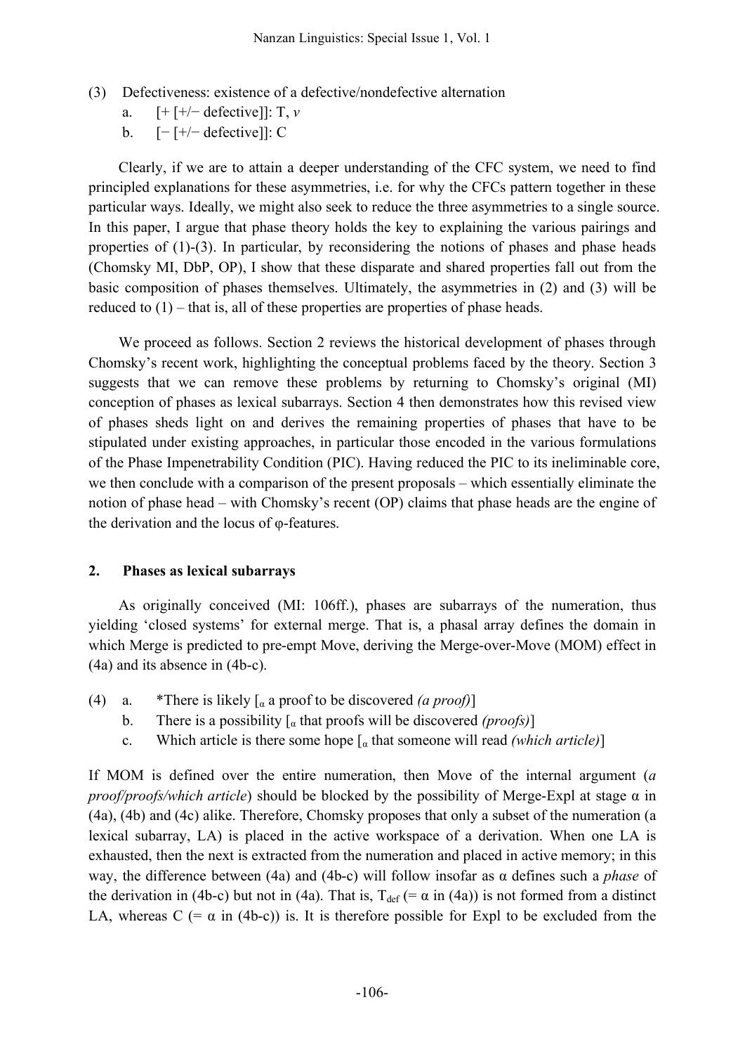(3) Defectiveness: existence of a defective/nondefective alternation
   a. [+ [+/− defective]]: T, *v*
   b. [− [+/− defective]]: C

Clearly, if we are to attain a deeper understanding of the CFC system, we need to find principled explanations for these asymmetries, i.e. for why the CFCs pattern together in these particular ways. Ideally, we might also seek to reduce the three asymmetries to a single source. In this paper, I argue that phase theory holds the key to explaining the various pairings and properties of (1)-(3). In particular, by reconsidering the notions of phases and phase heads (Chomsky MI, DbP, OP), I show that these disparate and shared properties fall out from the basic composition of phases themselves. Ultimately, the asymmetries in (2) and (3) will be reduced to (1) – that is, all of these properties are properties of phase heads.

We proceed as follows. Section 2 reviews the historical development of phases through Chomsky's recent work, highlighting the conceptual problems faced by the theory. Section 3 suggests that we can remove these problems by returning to Chomsky's original (MI) conception of phases as lexical subarrays. Section 4 then demonstrates how this revised view of phases sheds light on and derives the remaining properties of phases that have to be stipulated under existing approaches, in particular those encoded in the various formulations of the Phase Impenetrability Condition (PIC). Having reduced the PIC to its ineliminable core, we then conclude with a comparison of the present proposals – which essentially eliminate the notion of phase head – with Chomsky's recent (OP) claims that phase heads are the engine of the derivation and the locus of φ-features.

## 2. Phases as lexical subarrays

As originally conceived (MI: 106ff.), phases are subarrays of the numeration, thus yielding 'closed systems' for external merge. That is, a phasal array defines the domain in which Merge is predicted to pre-empt Move, deriving the Merge-over-Move (MOM) effect in (4a) and its absence in (4b-c).

(4) a. *There is likely [$_{\alpha}$ a proof to be discovered *(a proof)*]
   b. There is a possibility [$_{\alpha}$ that proofs will be discovered *(proofs)*]
   c. Which article is there some hope [$_{\alpha}$ that someone will read *(which article)*]

If MOM is defined over the entire numeration, then Move of the internal argument (*a proof/proofs/which article*) should be blocked by the possibility of Merge-Expl at stage α in (4a), (4b) and (4c) alike. Therefore, Chomsky proposes that only a subset of the numeration (a lexical subarray, LA) is placed in the active workspace of a derivation. When one LA is exhausted, then the next is extracted from the numeration and placed in active memory; in this way, the difference between (4a) and (4b-c) will follow insofar as α defines such a *phase* of the derivation in (4b-c) but not in (4a). That is, $T_{def}$ (= α in (4a)) is not formed from a distinct LA, whereas C (= α in (4b-c)) is. It is therefore possible for Expl to be excluded from the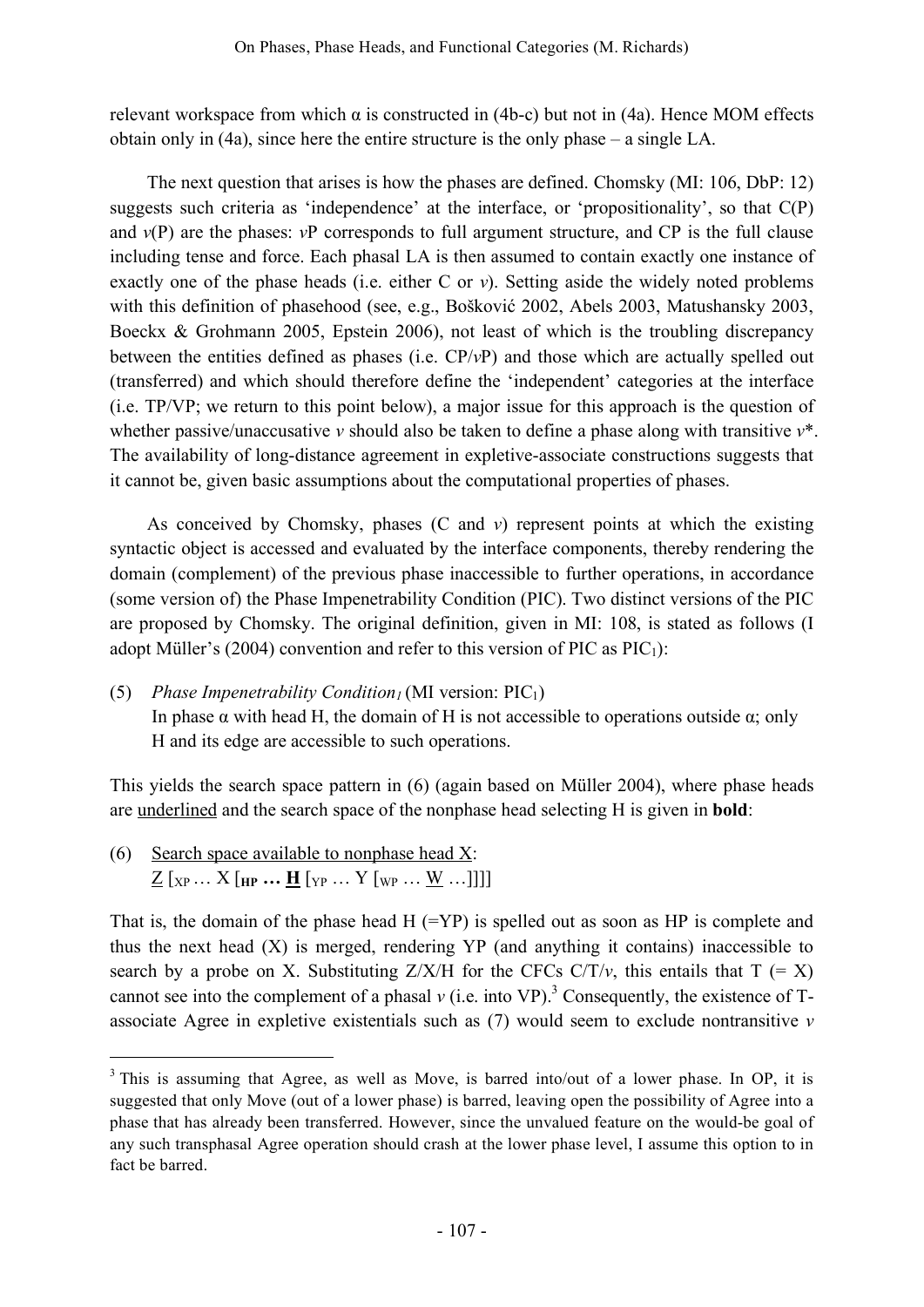relevant workspace from which α is constructed in (4b-c) but not in (4a). Hence MOM effects obtain only in (4a), since here the entire structure is the only phase – a single LA.

The next question that arises is how the phases are defined. Chomsky (MI: 106, DbP: 12) suggests such criteria as 'independence' at the interface, or 'propositionality', so that C(P) and *v*(P) are the phases: *v*P corresponds to full argument structure, and CP is the full clause including tense and force. Each phasal LA is then assumed to contain exactly one instance of exactly one of the phase heads (i.e. either C or *v*). Setting aside the widely noted problems with this definition of phasehood (see, e.g., Bošković 2002, Abels 2003, Matushansky 2003, Boeckx & Grohmann 2005, Epstein 2006), not least of which is the troubling discrepancy between the entities defined as phases (i.e. CP/*v*P) and those which are actually spelled out (transferred) and which should therefore define the 'independent' categories at the interface (i.e. TP/VP; we return to this point below), a major issue for this approach is the question of whether passive/unaccusative *v* should also be taken to define a phase along with transitive *v*\*. The availability of long-distance agreement in expletive-associate constructions suggests that it cannot be, given basic assumptions about the computational properties of phases.

As conceived by Chomsky, phases (C and *v*) represent points at which the existing syntactic object is accessed and evaluated by the interface components, thereby rendering the domain (complement) of the previous phase inaccessible to further operations, in accordance (some version of) the Phase Impenetrability Condition (PIC). Two distinct versions of the PIC are proposed by Chomsky. The original definition, given in MI: 108, is stated as follows (I adopt Müller's (2004) convention and refer to this version of PIC as $PIC_1$):

(5) *Phase Impenetrability Condition$_1$* (MI version: $PIC_1$)
In phase α with head H, the domain of H is not accessible to operations outside α; only H and its edge are accessible to such operations.

This yields the search space pattern in (6) (again based on Müller 2004), where phase heads are underlined and the search space of the nonphase head selecting H is given in **bold**:

(6) Search space available to nonphase head X:
<u>Z</u> [$_{XP}$ … X [**$_{HP}$ … <u>H</u>** [$_{YP}$ … Y [$_{WP}$ … <u>W</u> …]]]]

That is, the domain of the phase head H (=YP) is spelled out as soon as HP is complete and thus the next head (X) is merged, rendering YP (and anything it contains) inaccessible to search by a probe on X. Substituting Z/X/H for the CFCs C/T/*v*, this entails that T (= X) cannot see into the complement of a phasal *v* (i.e. into VP).[3] Consequently, the existence of T-associate Agree in expletive existentials such as (7) would seem to exclude nontransitive *v*

[3] This is assuming that Agree, as well as Move, is barred into/out of a lower phase. In OP, it is suggested that only Move (out of a lower phase) is barred, leaving open the possibility of Agree into a phase that has already been transferred. However, since the unvalued feature on the would-be goal of any such transphasal Agree operation should crash at the lower phase level, I assume this option to in fact be barred.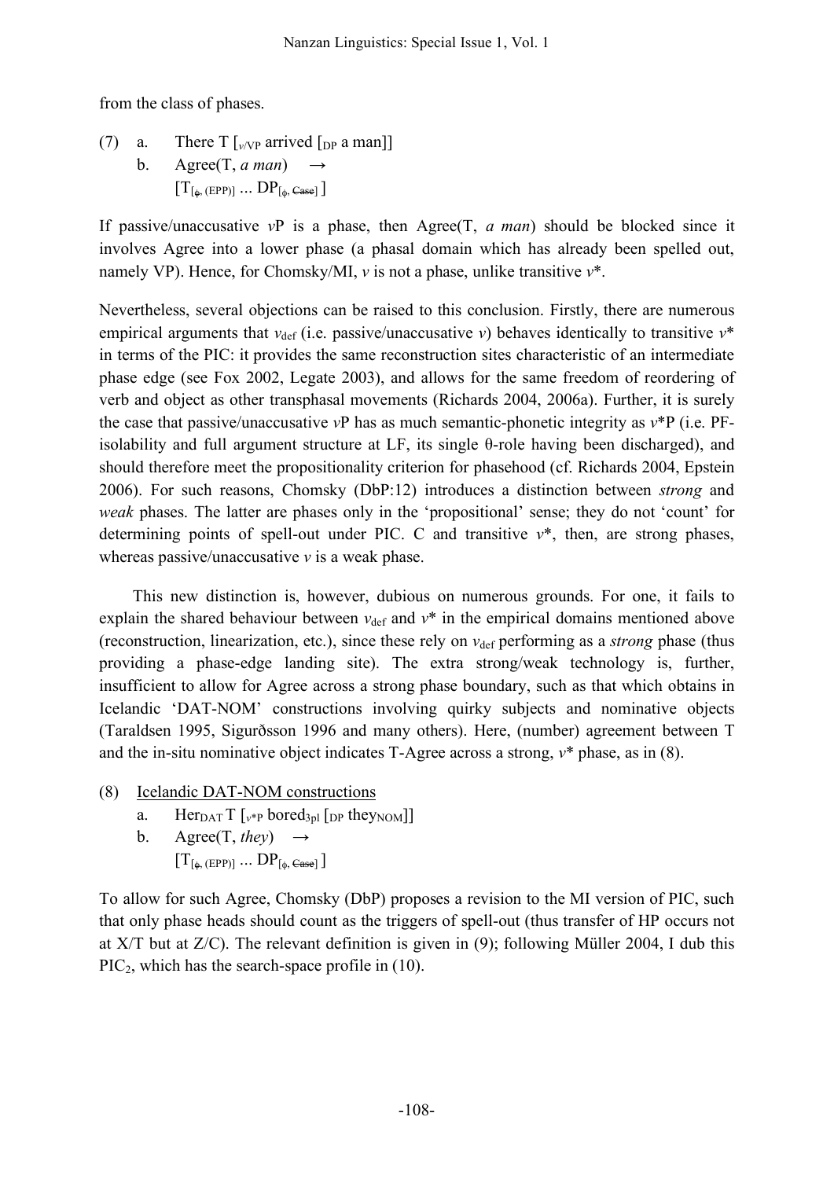from the class of phases.

(7) a. There T [$_{v/VP}$ arrived [$_{DP}$ a man]]
  b. Agree(T, *a man*) $\rightarrow$
   [$T_{[\phi, (EPP)]}$ ... $DP_{[\phi, \text{~~Case~~}]}$ ]

If passive/unaccusative *v*P is a phase, then Agree(T, *a man*) should be blocked since it involves Agree into a lower phase (a phasal domain which has already been spelled out, namely VP). Hence, for Chomsky/MI, *v* is not a phase, unlike transitive *v*\*.

Nevertheless, several objections can be raised to this conclusion. Firstly, there are numerous empirical arguments that $v_{def}$ (i.e. passive/unaccusative *v*) behaves identically to transitive *v*\* in terms of the PIC: it provides the same reconstruction sites characteristic of an intermediate phase edge (see Fox 2002, Legate 2003), and allows for the same freedom of reordering of verb and object as other transphasal movements (Richards 2004, 2006a). Further, it is surely the case that passive/unaccusative *v*P has as much semantic-phonetic integrity as *v*\*P (i.e. PF-isolability and full argument structure at LF, its single θ-role having been discharged), and should therefore meet the propositionality criterion for phasehood (cf. Richards 2004, Epstein 2006). For such reasons, Chomsky (DbP:12) introduces a distinction between *strong* and *weak* phases. The latter are phases only in the 'propositional' sense; they do not 'count' for determining points of spell-out under PIC. C and transitive *v*\*, then, are strong phases, whereas passive/unaccusative *v* is a weak phase.

This new distinction is, however, dubious on numerous grounds. For one, it fails to explain the shared behaviour between $v_{def}$ and *v*\* in the empirical domains mentioned above (reconstruction, linearization, etc.), since these rely on $v_{def}$ performing as a *strong* phase (thus providing a phase-edge landing site). The extra strong/weak technology is, further, insufficient to allow for Agree across a strong phase boundary, such as that which obtains in Icelandic 'DAT-NOM' constructions involving quirky subjects and nominative objects (Taraldsen 1995, Sigurðsson 1996 and many others). Here, (number) agreement between T and the in-situ nominative object indicates T-Agree across a strong, *v*\* phase, as in (8).

(8) <u>Icelandic DAT-NOM constructions</u>
  a. $\text{Her}_{DAT}$ T [$_{v^*P}$ $\text{bored}_{3pl}$ [$_{DP}$ $\text{they}_{NOM}$]]
  b. Agree(T, *they*) $\rightarrow$
   [$T_{[\phi, (EPP)]}$ ... $DP_{[\phi, \text{~~Case~~}]}$ ]

To allow for such Agree, Chomsky (DbP) proposes a revision to the MI version of PIC, such that only phase heads should count as the triggers of spell-out (thus transfer of HP occurs not at X/T but at Z/C). The relevant definition is given in (9); following Müller 2004, I dub this $\text{PIC}_2$, which has the search-space profile in (10).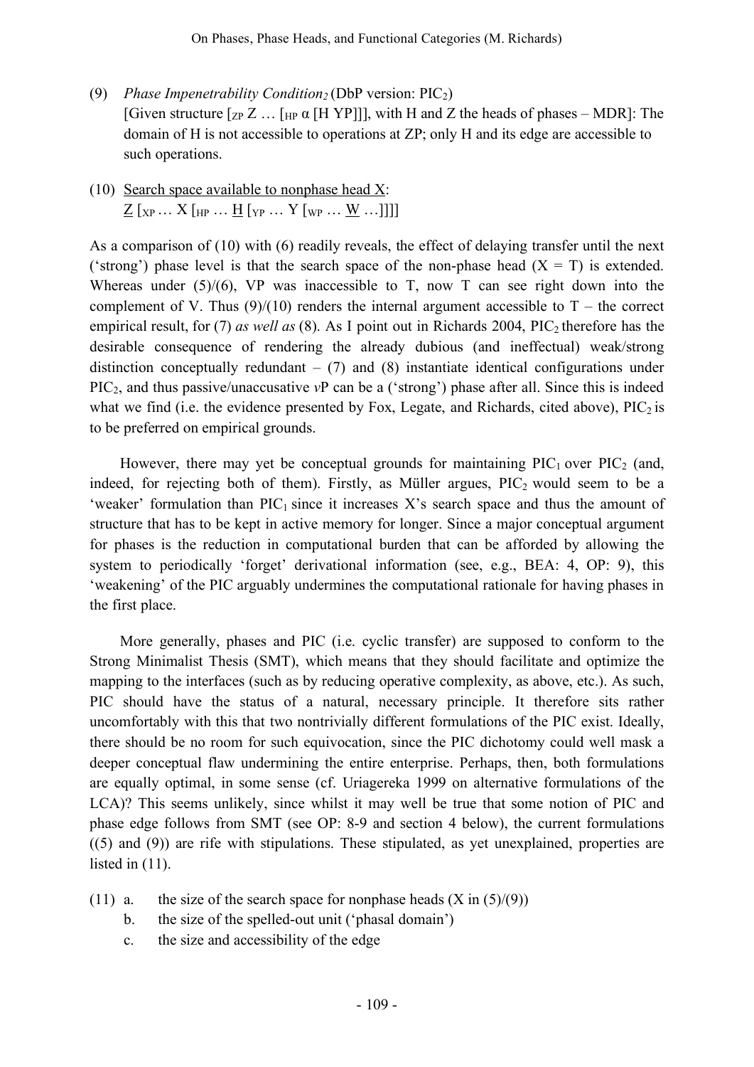(9) *Phase Impenetrability Condition$_2$* (DbP version: PIC$_2$)
[Given structure [$_{ZP}$ Z … [$_{HP}$ α [H YP]]], with H and Z the heads of phases – MDR]: The domain of H is not accessible to operations at ZP; only H and its edge are accessible to such operations.

(10) <u>Search space available to nonphase head X</u>:
<u>Z</u> [$_{XP}$ … X [$_{HP}$ … <u>H</u> [$_{YP}$ … Y [$_{WP}$ … <u>W</u> …]]]]

As a comparison of (10) with (6) readily reveals, the effect of delaying transfer until the next ('strong') phase level is that the search space of the non-phase head (X = T) is extended. Whereas under (5)/(6), VP was inaccessible to T, now T can see right down into the complement of V. Thus (9)/(10) renders the internal argument accessible to T – the correct empirical result, for (7) *as well as* (8). As I point out in Richards 2004, PIC$_2$ therefore has the desirable consequence of rendering the already dubious (and ineffectual) weak/strong distinction conceptually redundant – (7) and (8) instantiate identical configurations under PIC$_2$, and thus passive/unaccusative *v*P can be a ('strong') phase after all. Since this is indeed what we find (i.e. the evidence presented by Fox, Legate, and Richards, cited above), PIC$_2$ is to be preferred on empirical grounds.

However, there may yet be conceptual grounds for maintaining PIC$_1$ over PIC$_2$ (and, indeed, for rejecting both of them). Firstly, as Müller argues, PIC$_2$ would seem to be a 'weaker' formulation than PIC$_1$ since it increases X's search space and thus the amount of structure that has to be kept in active memory for longer. Since a major conceptual argument for phases is the reduction in computational burden that can be afforded by allowing the system to periodically 'forget' derivational information (see, e.g., BEA: 4, OP: 9), this 'weakening' of the PIC arguably undermines the computational rationale for having phases in the first place.

More generally, phases and PIC (i.e. cyclic transfer) are supposed to conform to the Strong Minimalist Thesis (SMT), which means that they should facilitate and optimize the mapping to the interfaces (such as by reducing operative complexity, as above, etc.). As such, PIC should have the status of a natural, necessary principle. It therefore sits rather uncomfortably with this that two nontrivially different formulations of the PIC exist. Ideally, there should be no room for such equivocation, since the PIC dichotomy could well mask a deeper conceptual flaw undermining the entire enterprise. Perhaps, then, both formulations are equally optimal, in some sense (cf. Uriagereka 1999 on alternative formulations of the LCA)? This seems unlikely, since whilst it may well be true that some notion of PIC and phase edge follows from SMT (see OP: 8-9 and section 4 below), the current formulations ((5) and (9)) are rife with stipulations. These stipulated, as yet unexplained, properties are listed in (11).

(11) a. the size of the search space for nonphase heads (X in (5)/(9))
b. the size of the spelled-out unit ('phasal domain')
c. the size and accessibility of the edge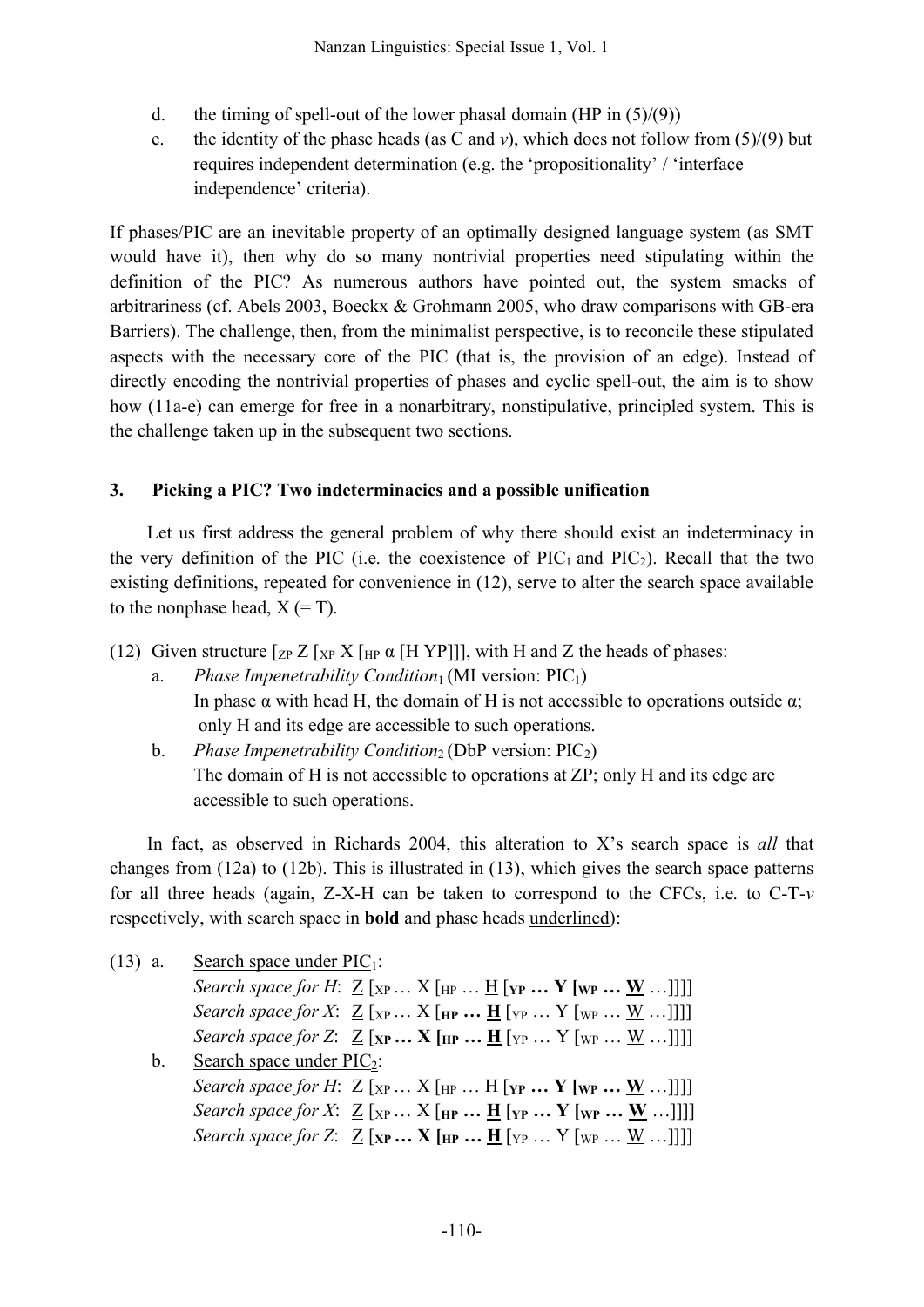d. the timing of spell-out of the lower phasal domain (HP in (5)/(9))

e. the identity of the phase heads (as C and *v*), which does not follow from (5)/(9) but requires independent determination (e.g. the 'propositionality' / 'interface independence' criteria).

If phases/PIC are an inevitable property of an optimally designed language system (as SMT would have it), then why do so many nontrivial properties need stipulating within the definition of the PIC? As numerous authors have pointed out, the system smacks of arbitrariness (cf. Abels 2003, Boeckx & Grohmann 2005, who draw comparisons with GB-era Barriers). The challenge, then, from the minimalist perspective, is to reconcile these stipulated aspects with the necessary core of the PIC (that is, the provision of an edge). Instead of directly encoding the nontrivial properties of phases and cyclic spell-out, the aim is to show how (11a-e) can emerge for free in a nonarbitrary, nonstipulative, principled system. This is the challenge taken up in the subsequent two sections.

## 3. Picking a PIC? Two indeterminacies and a possible unification

Let us first address the general problem of why there should exist an indeterminacy in the very definition of the PIC (i.e. the coexistence of $PIC_1$ and $PIC_2$). Recall that the two existing definitions, repeated for convenience in (12), serve to alter the search space available to the nonphase head, X (= T).

(12) Given structure $[_{ZP}$ Z $[_{XP}$ X $[_{HP}$ α [H YP]]], with H and Z the heads of phases:

a. *Phase Impenetrability Condition*$_1$ (MI version: $PIC_1$)
In phase α with head H, the domain of H is not accessible to operations outside α; only H and its edge are accessible to such operations.

b. *Phase Impenetrability Condition*$_2$ (DbP version: $PIC_2$)
The domain of H is not accessible to operations at ZP; only H and its edge are accessible to such operations.

In fact, as observed in Richards 2004, this alteration to X's search space is *all* that changes from (12a) to (12b). This is illustrated in (13), which gives the search space patterns for all three heads (again, Z-X-H can be taken to correspond to the CFCs, i.e. to C-T-*v* respectively, with search space in **bold** and phase heads underlined):

(13) a. Search space under $PIC_1$:
*Search space for H*: Z $[_{XP}$ … X $[_{HP}$ … H **$[_{YP}$ … Y $[_{WP}$ … W** …]]]]
*Search space for X*: Z $[_{XP}$ … X **$[_{HP}$ … H** $[_{YP}$ … Y $[_{WP}$ … W …]]]]
*Search space for Z*: Z **$[_{XP}$ … X $[_{HP}$ … H** $[_{YP}$ … Y $[_{WP}$ … W …]]]]

b. Search space under $PIC_2$:
*Search space for H*: Z $[_{XP}$ … X $[_{HP}$ … H **$[_{YP}$ … Y $[_{WP}$ … W** …]]]]
*Search space for X*: Z $[_{XP}$ … X **$[_{HP}$ … H $[_{YP}$ … Y $[_{WP}$ … W** …]]]]
*Search space for Z*: Z **$[_{XP}$ … X $[_{HP}$ … H** $[_{YP}$ … Y $[_{WP}$ … W …]]]]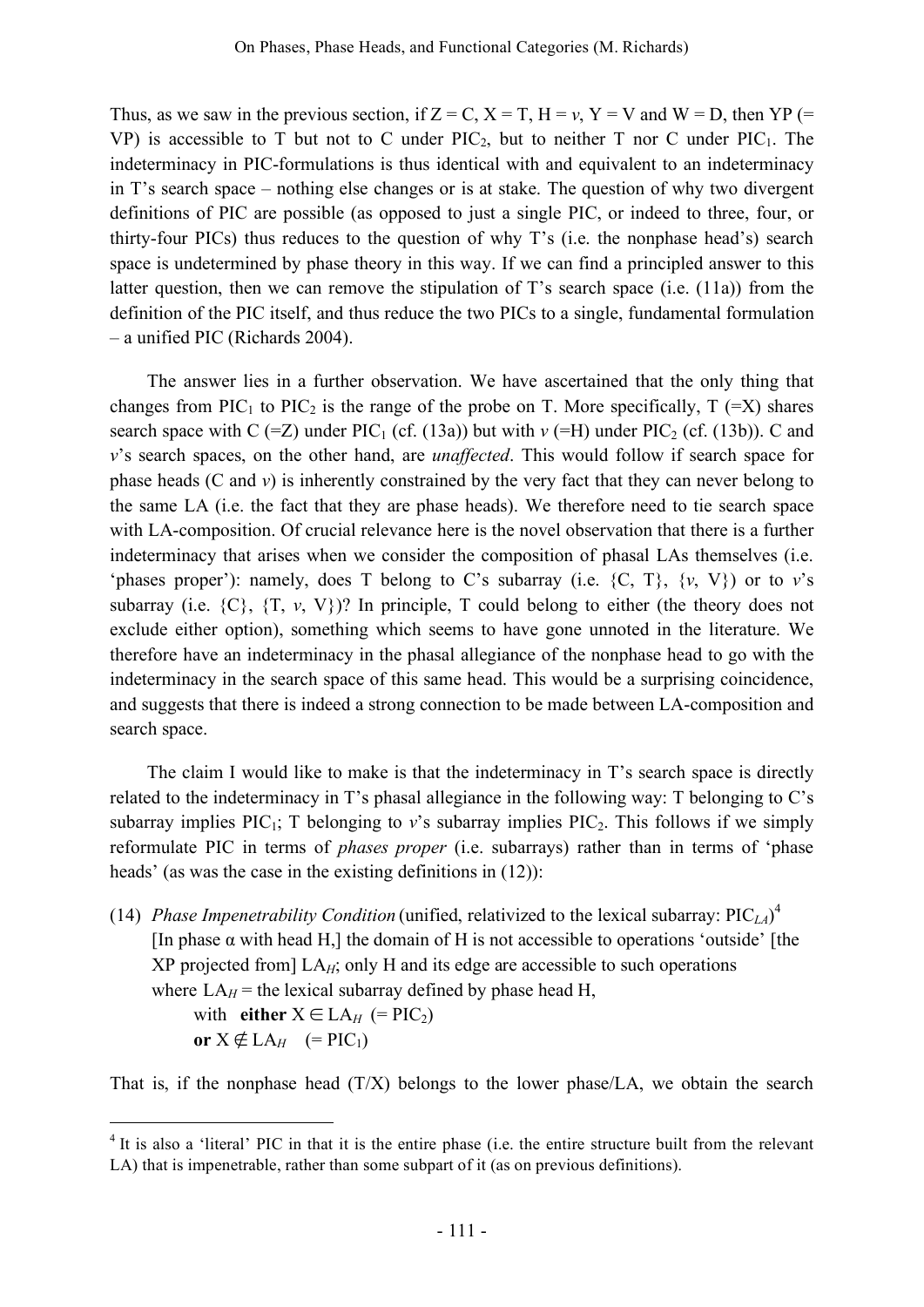Thus, as we saw in the previous section, if Z = C, X = T, H = *v*, Y = V and W = D, then YP (= VP) is accessible to T but not to C under $\text{PIC}_2$, but to neither T nor C under $\text{PIC}_1$. The indeterminacy in PIC-formulations is thus identical with and equivalent to an indeterminacy in T's search space – nothing else changes or is at stake. The question of why two divergent definitions of PIC are possible (as opposed to just a single PIC, or indeed to three, four, or thirty-four PICs) thus reduces to the question of why T's (i.e. the nonphase head's) search space is undetermined by phase theory in this way. If we can find a principled answer to this latter question, then we can remove the stipulation of T's search space (i.e. (11a)) from the definition of the PIC itself, and thus reduce the two PICs to a single, fundamental formulation – a unified PIC (Richards 2004).

The answer lies in a further observation. We have ascertained that the only thing that changes from $\text{PIC}_1$ to $\text{PIC}_2$ is the range of the probe on T. More specifically, T (=X) shares search space with C (=Z) under $\text{PIC}_1$ (cf. (13a)) but with *v* (=H) under $\text{PIC}_2$ (cf. (13b)). C and *v*'s search spaces, on the other hand, are *unaffected*. This would follow if search space for phase heads (C and *v*) is inherently constrained by the very fact that they can never belong to the same LA (i.e. the fact that they are phase heads). We therefore need to tie search space with LA-composition. Of crucial relevance here is the novel observation that there is a further indeterminacy that arises when we consider the composition of phasal LAs themselves (i.e. 'phases proper'): namely, does T belong to C's subarray (i.e. {C, T}, {*v*, V}) or to *v*'s subarray (i.e. {C}, {T, *v*, V})? In principle, T could belong to either (the theory does not exclude either option), something which seems to have gone unnoted in the literature. We therefore have an indeterminacy in the phasal allegiance of the nonphase head to go with the indeterminacy in the search space of this same head. This would be a surprising coincidence, and suggests that there is indeed a strong connection to be made between LA-composition and search space.

The claim I would like to make is that the indeterminacy in T's search space is directly related to the indeterminacy in T's phasal allegiance in the following way: T belonging to C's subarray implies $\text{PIC}_1$; T belonging to *v*'s subarray implies $\text{PIC}_2$. This follows if we simply reformulate PIC in terms of *phases proper* (i.e. subarrays) rather than in terms of 'phase heads' (as was the case in the existing definitions in (12)):

(14) *Phase Impenetrability Condition* (unified, relativized to the lexical subarray: $\text{PIC}_{LA}$)[4]
[In phase α with head H,] the domain of H is not accessible to operations 'outside' [the XP projected from] $\text{LA}_H$; only H and its edge are accessible to such operations
where $\text{LA}_H$ = the lexical subarray defined by phase head H,
  with **either** $X \in \text{LA}_H$ (= $\text{PIC}_2$)
  **or** $X \notin \text{LA}_H$ (= $\text{PIC}_1$)

That is, if the nonphase head (T/X) belongs to the lower phase/LA, we obtain the search

[4] It is also a 'literal' PIC in that it is the entire phase (i.e. the entire structure built from the relevant LA) that is impenetrable, rather than some subpart of it (as on previous definitions).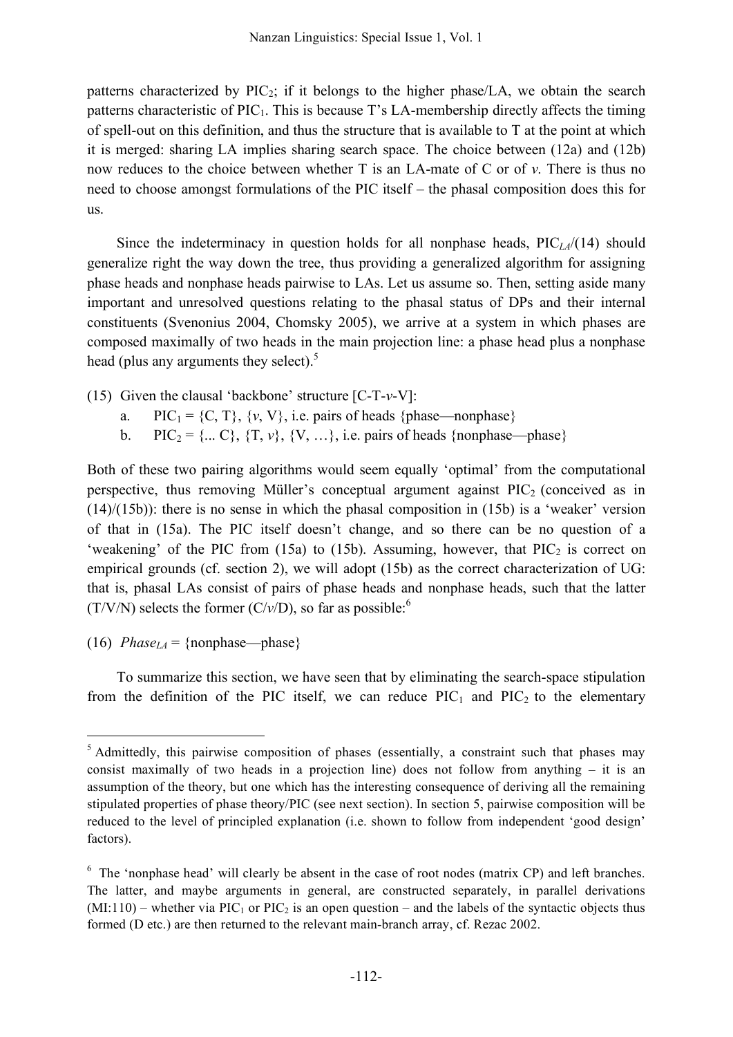patterns characterized by $PIC_2$; if it belongs to the higher phase/LA, we obtain the search patterns characteristic of $PIC_1$. This is because T's LA-membership directly affects the timing of spell-out on this definition, and thus the structure that is available to T at the point at which it is merged: sharing LA implies sharing search space. The choice between (12a) and (12b) now reduces to the choice between whether T is an LA-mate of C or of *v*. There is thus no need to choose amongst formulations of the PIC itself – the phasal composition does this for us.

Since the indeterminacy in question holds for all nonphase heads, $PIC_{LA}$/(14) should generalize right the way down the tree, thus providing a generalized algorithm for assigning phase heads and nonphase heads pairwise to LAs. Let us assume so. Then, setting aside many important and unresolved questions relating to the phasal status of DPs and their internal constituents (Svenonius 2004, Chomsky 2005), we arrive at a system in which phases are composed maximally of two heads in the main projection line: a phase head plus a nonphase head (plus any arguments they select).[5]

(15) Given the clausal 'backbone' structure [C-T-*v*-V]:

a. $PIC_1$ = {C, T}, {*v*, V}, i.e. pairs of heads {phase—nonphase}

b. $PIC_2$ = {... C}, {T, *v*}, {V, …}, i.e. pairs of heads {nonphase—phase}

Both of these two pairing algorithms would seem equally 'optimal' from the computational perspective, thus removing Müller's conceptual argument against $PIC_2$ (conceived as in (14)/(15b)): there is no sense in which the phasal composition in (15b) is a 'weaker' version of that in (15a). The PIC itself doesn't change, and so there can be no question of a 'weakening' of the PIC from (15a) to (15b). Assuming, however, that $PIC_2$ is correct on empirical grounds (cf. section 2), we will adopt (15b) as the correct characterization of UG: that is, phasal LAs consist of pairs of phase heads and nonphase heads, such that the latter (T/V/N) selects the former (C/*v*/D), so far as possible:[6]

(16) $Phase_{LA}$ = {nonphase—phase}

To summarize this section, we have seen that by eliminating the search-space stipulation from the definition of the PIC itself, we can reduce $PIC_1$ and $PIC_2$ to the elementary

---

[5] Admittedly, this pairwise composition of phases (essentially, a constraint such that phases may consist maximally of two heads in a projection line) does not follow from anything – it is an assumption of the theory, but one which has the interesting consequence of deriving all the remaining stipulated properties of phase theory/PIC (see next section). In section 5, pairwise composition will be reduced to the level of principled explanation (i.e. shown to follow from independent 'good design' factors).

[6] The 'nonphase head' will clearly be absent in the case of root nodes (matrix CP) and left branches. The latter, and maybe arguments in general, are constructed separately, in parallel derivations (MI:110) – whether via $PIC_1$ or $PIC_2$ is an open question – and the labels of the syntactic objects thus formed (D etc.) are then returned to the relevant main-branch array, cf. Rezac 2002.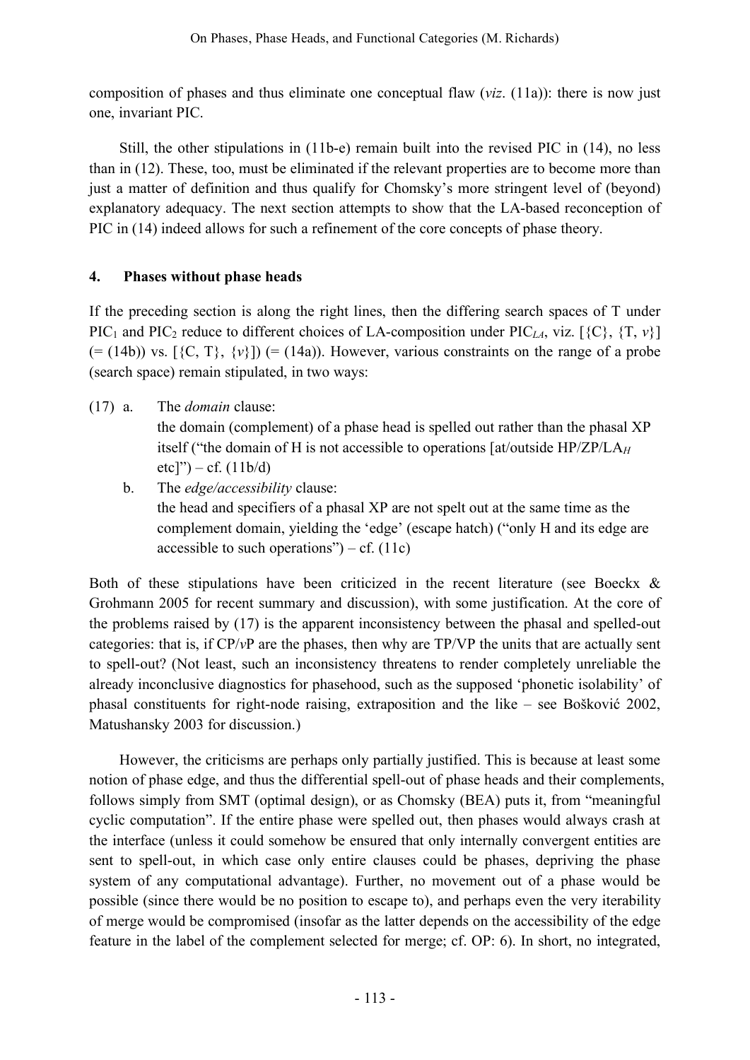composition of phases and thus eliminate one conceptual flaw (*viz*. (11a)): there is now just one, invariant PIC.

Still, the other stipulations in (11b-e) remain built into the revised PIC in (14), no less than in (12). These, too, must be eliminated if the relevant properties are to become more than just a matter of definition and thus qualify for Chomsky's more stringent level of (beyond) explanatory adequacy. The next section attempts to show that the LA-based reconception of PIC in (14) indeed allows for such a refinement of the core concepts of phase theory.

## 4. Phases without phase heads

If the preceding section is along the right lines, then the differing search spaces of T under $\text{PIC}_1$ and $\text{PIC}_2$ reduce to different choices of LA-composition under $\text{PIC}_{LA}$, viz. [{C}, {T, *v*}] (= (14b)) vs. [{C, T}, {*v*}]) (= (14a)). However, various constraints on the range of a probe (search space) remain stipulated, in two ways:

(17) a. The *domain* clause:
the domain (complement) of a phase head is spelled out rather than the phasal XP itself ("the domain of H is not accessible to operations [at/outside HP/ZP/$\text{LA}_H$ etc]") – cf. (11b/d)

b. The *edge/accessibility* clause:
the head and specifiers of a phasal XP are not spelt out at the same time as the complement domain, yielding the 'edge' (escape hatch) ("only H and its edge are accessible to such operations") – cf. (11c)

Both of these stipulations have been criticized in the recent literature (see Boeckx & Grohmann 2005 for recent summary and discussion), with some justification. At the core of the problems raised by (17) is the apparent inconsistency between the phasal and spelled-out categories: that is, if CP/*v*P are the phases, then why are TP/VP the units that are actually sent to spell-out? (Not least, such an inconsistency threatens to render completely unreliable the already inconclusive diagnostics for phasehood, such as the supposed 'phonetic isolability' of phasal constituents for right-node raising, extraposition and the like – see Bošković 2002, Matushansky 2003 for discussion.)

However, the criticisms are perhaps only partially justified. This is because at least some notion of phase edge, and thus the differential spell-out of phase heads and their complements, follows simply from SMT (optimal design), or as Chomsky (BEA) puts it, from "meaningful cyclic computation". If the entire phase were spelled out, then phases would always crash at the interface (unless it could somehow be ensured that only internally convergent entities are sent to spell-out, in which case only entire clauses could be phases, depriving the phase system of any computational advantage). Further, no movement out of a phase would be possible (since there would be no position to escape to), and perhaps even the very iterability of merge would be compromised (insofar as the latter depends on the accessibility of the edge feature in the label of the complement selected for merge; cf. OP: 6). In short, no integrated,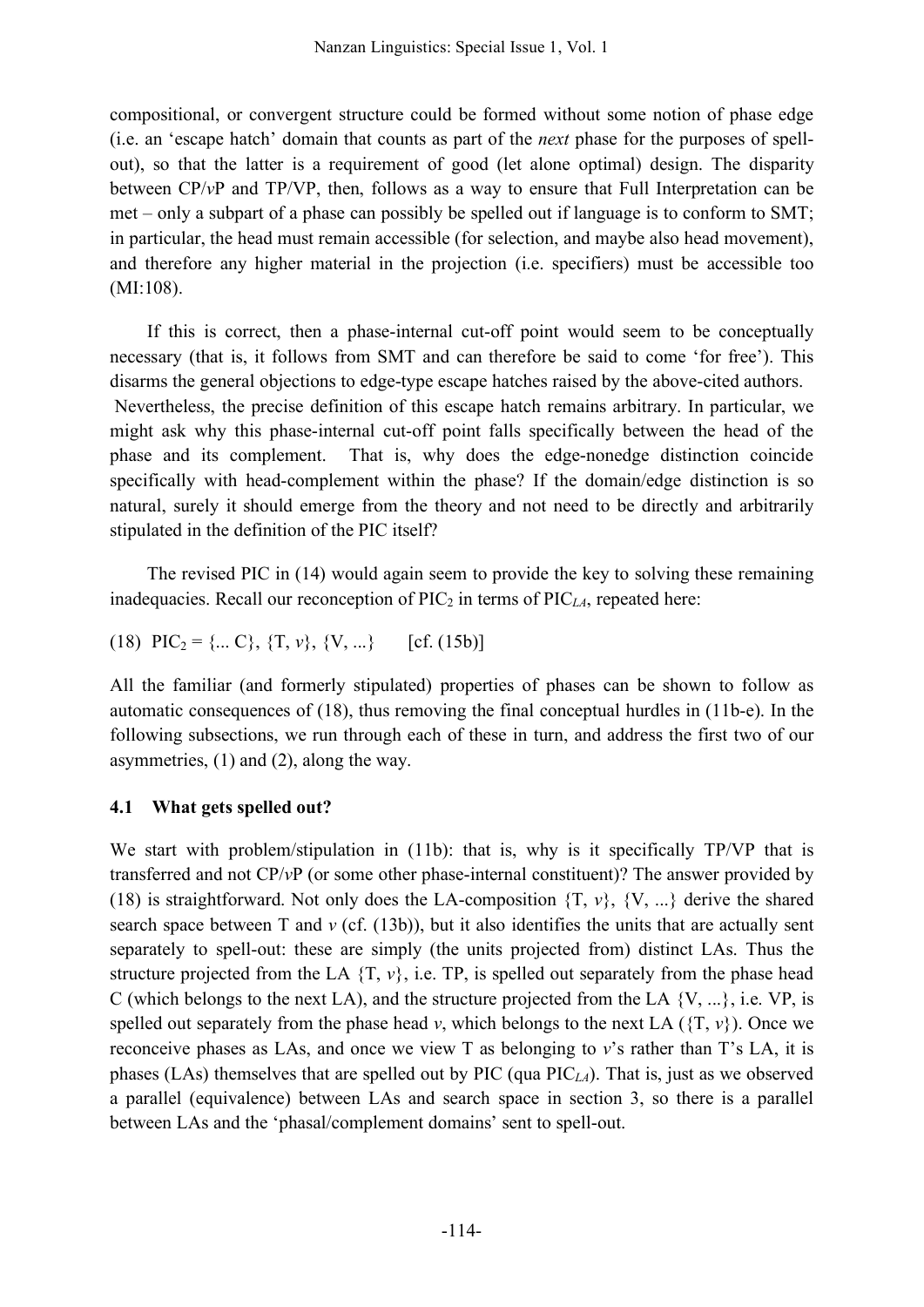compositional, or convergent structure could be formed without some notion of phase edge (i.e. an 'escape hatch' domain that counts as part of the *next* phase for the purposes of spell-out), so that the latter is a requirement of good (let alone optimal) design. The disparity between CP/*v*P and TP/VP, then, follows as a way to ensure that Full Interpretation can be met – only a subpart of a phase can possibly be spelled out if language is to conform to SMT; in particular, the head must remain accessible (for selection, and maybe also head movement), and therefore any higher material in the projection (i.e. specifiers) must be accessible too (MI:108).

If this is correct, then a phase-internal cut-off point would seem to be conceptually necessary (that is, it follows from SMT and can therefore be said to come 'for free'). This disarms the general objections to edge-type escape hatches raised by the above-cited authors. Nevertheless, the precise definition of this escape hatch remains arbitrary. In particular, we might ask why this phase-internal cut-off point falls specifically between the head of the phase and its complement. That is, why does the edge-nonedge distinction coincide specifically with head-complement within the phase? If the domain/edge distinction is so natural, surely it should emerge from the theory and not need to be directly and arbitrarily stipulated in the definition of the PIC itself?

The revised PIC in (14) would again seem to provide the key to solving these remaining inadequacies. Recall our reconception of $PIC_2$ in terms of $PIC_{LA}$, repeated here:

(18) $PIC_2$ = {... C}, {T, *v*}, {V, ...} [cf. (15b)]

All the familiar (and formerly stipulated) properties of phases can be shown to follow as automatic consequences of (18), thus removing the final conceptual hurdles in (11b-e). In the following subsections, we run through each of these in turn, and address the first two of our asymmetries, (1) and (2), along the way.

### 4.1 What gets spelled out?

We start with problem/stipulation in (11b): that is, why is it specifically TP/VP that is transferred and not CP/*v*P (or some other phase-internal constituent)? The answer provided by (18) is straightforward. Not only does the LA-composition {T, *v*}, {V, ...} derive the shared search space between T and *v* (cf. (13b)), but it also identifies the units that are actually sent separately to spell-out: these are simply (the units projected from) distinct LAs. Thus the structure projected from the LA {T, *v*}, i.e. TP, is spelled out separately from the phase head C (which belongs to the next LA), and the structure projected from the LA {V, ...}, i.e. VP, is spelled out separately from the phase head *v*, which belongs to the next LA ({T, *v*}). Once we reconceive phases as LAs, and once we view T as belonging to *v*'s rather than T's LA, it is phases (LAs) themselves that are spelled out by PIC (qua $PIC_{LA}$). That is, just as we observed a parallel (equivalence) between LAs and search space in section 3, so there is a parallel between LAs and the 'phasal/complement domains' sent to spell-out.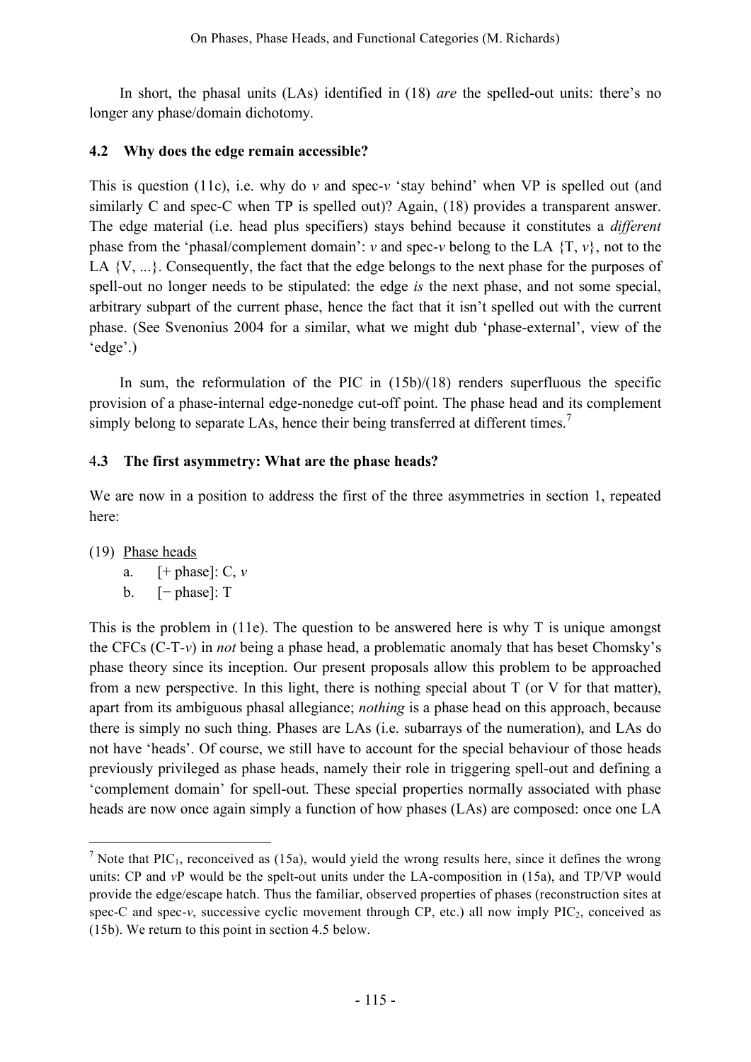In short, the phasal units (LAs) identified in (18) *are* the spelled-out units: there's no longer any phase/domain dichotomy.

### 4.2 Why does the edge remain accessible?

This is question (11c), i.e. why do *v* and spec-*v* 'stay behind' when VP is spelled out (and similarly C and spec-C when TP is spelled out)? Again, (18) provides a transparent answer. The edge material (i.e. head plus specifiers) stays behind because it constitutes a *different* phase from the 'phasal/complement domain': *v* and spec-*v* belong to the LA {T, *v*}, not to the LA {V, ...}. Consequently, the fact that the edge belongs to the next phase for the purposes of spell-out no longer needs to be stipulated: the edge *is* the next phase, and not some special, arbitrary subpart of the current phase, hence the fact that it isn't spelled out with the current phase. (See Svenonius 2004 for a similar, what we might dub 'phase-external', view of the 'edge'.)

In sum, the reformulation of the PIC in (15b)/(18) renders superfluous the specific provision of a phase-internal edge-nonedge cut-off point. The phase head and its complement simply belong to separate LAs, hence their being transferred at different times.[7]

### 4.3 The first asymmetry: What are the phase heads?

We are now in a position to address the first of the three asymmetries in section 1, repeated here:

(19) <u>Phase heads</u>
  a. [+ phase]: C, *v*
  b. [− phase]: T

This is the problem in (11e). The question to be answered here is why T is unique amongst the CFCs (C-T-*v*) in *not* being a phase head, a problematic anomaly that has beset Chomsky's phase theory since its inception. Our present proposals allow this problem to be approached from a new perspective. In this light, there is nothing special about T (or V for that matter), apart from its ambiguous phasal allegiance; *nothing* is a phase head on this approach, because there is simply no such thing. Phases are LAs (i.e. subarrays of the numeration), and LAs do not have 'heads'. Of course, we still have to account for the special behaviour of those heads previously privileged as phase heads, namely their role in triggering spell-out and defining a 'complement domain' for spell-out. These special properties normally associated with phase heads are now once again simply a function of how phases (LAs) are composed: once one LA

---

[7] Note that $PIC_1$, reconceived as (15a), would yield the wrong results here, since it defines the wrong units: CP and *v*P would be the spelt-out units under the LA-composition in (15a), and TP/VP would provide the edge/escape hatch. Thus the familiar, observed properties of phases (reconstruction sites at spec-C and spec-*v*, successive cyclic movement through CP, etc.) all now imply $PIC_2$, conceived as (15b). We return to this point in section 4.5 below.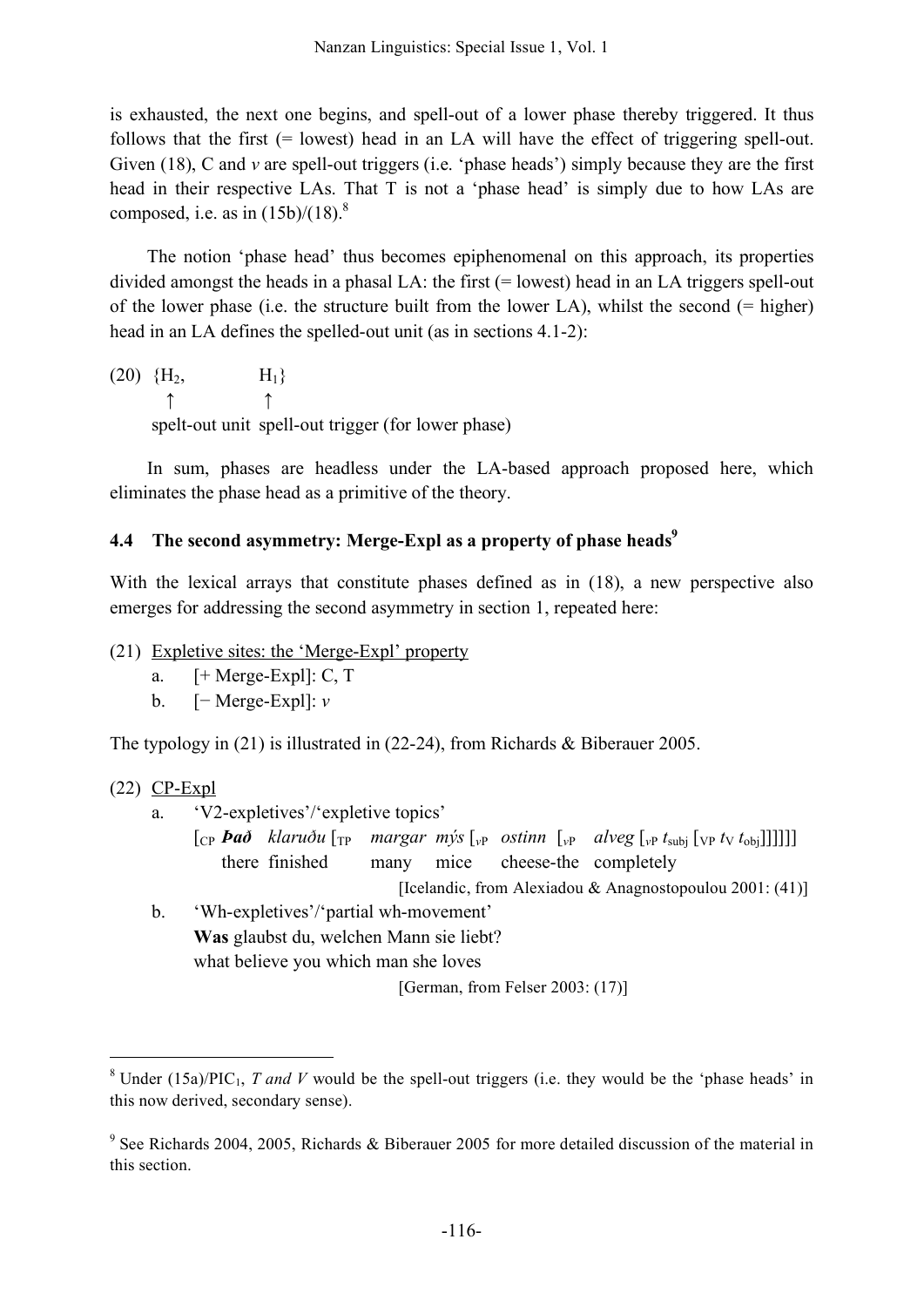is exhausted, the next one begins, and spell-out of a lower phase thereby triggered. It thus follows that the first (= lowest) head in an LA will have the effect of triggering spell-out. Given (18), C and *v* are spell-out triggers (i.e. 'phase heads') simply because they are the first head in their respective LAs. That T is not a 'phase head' is simply due to how LAs are composed, i.e. as in (15b)/(18).[8]

The notion 'phase head' thus becomes epiphenomenal on this approach, its properties divided amongst the heads in a phasal LA: the first (= lowest) head in an LA triggers spell-out of the lower phase (i.e. the structure built from the lower LA), whilst the second (= higher) head in an LA defines the spelled-out unit (as in sections 4.1-2):

(20) {$H_2$, $H_1$}
  ↑ ↑
  spelt-out unit spell-out trigger (for lower phase)

In sum, phases are headless under the LA-based approach proposed here, which eliminates the phase head as a primitive of the theory.

### 4.4 The second asymmetry: Merge-Expl as a property of phase heads[9]

With the lexical arrays that constitute phases defined as in (18), a new perspective also emerges for addressing the second asymmetry in section 1, repeated here:

(21) Expletive sites: the 'Merge-Expl' property
  a. [+ Merge-Expl]: C, T
  b. [− Merge-Expl]: *v*

The typology in (21) is illustrated in (22-24), from Richards & Biberauer 2005.

(22) CP-Expl
  a. 'V2-expletives'/'expletive topics'
  [$_{CP}$ ***Það*** *kláruðu* [$_{TP}$ *margar mýs* [$_{vP}$ *ostinn* [$_{vP}$ *alveg* [$_{vP}$ $t_{subj}$ [$_{VP}$ $t_V$ $t_{obj}$]]]]]]
  there finished many mice cheese-the completely
  [Icelandic, from Alexiadou & Anagnostopoulou 2001: (41)]
  b. 'Wh-expletives'/'partial wh-movement'
  **Was** glaubst du, welchen Mann sie liebt?
  what believe you which man she loves
  [German, from Felser 2003: (17)]

[8] Under (15a)/$PIC_1$, *T and V* would be the spell-out triggers (i.e. they would be the 'phase heads' in this now derived, secondary sense).

[9] See Richards 2004, 2005, Richards & Biberauer 2005 for more detailed discussion of the material in this section.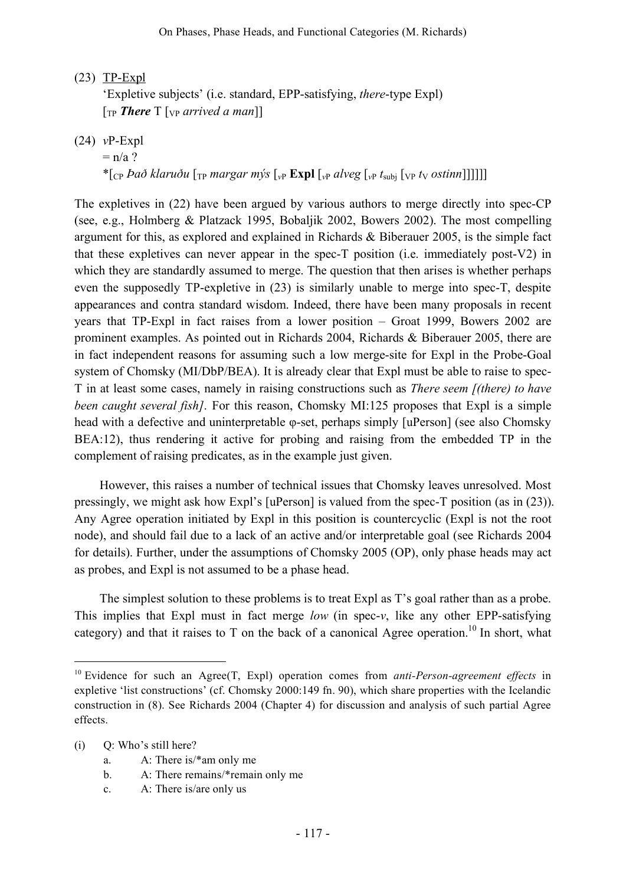(23) <u>TP-Expl</u>
  'Expletive subjects' (i.e. standard, EPP-satisfying, *there*-type Expl)
  [$_{\text{TP}}$ ***There*** T [$_{\text{VP}}$ *arrived a man*]]

(24) *v*P-Expl
  = n/a ?
  *[$_{\text{CP}}$ *Það klaruðu* [$_{\text{TP}}$ *margar mýs* [$_{v\text{P}}$ **Expl** [$_{v\text{P}}$ *alveg* [$_{v\text{P}}$ $t_{\text{subj}}$ [$_{\text{VP}}$ $t_{\text{V}}$ *ostinn*]]]]]]

The expletives in (22) have been argued by various authors to merge directly into spec-CP (see, e.g., Holmberg & Platzack 1995, Bobaljik 2002, Bowers 2002). The most compelling argument for this, as explored and explained in Richards & Biberauer 2005, is the simple fact that these expletives can never appear in the spec-T position (i.e. immediately post-V2) in which they are standardly assumed to merge. The question that then arises is whether perhaps even the supposedly TP-expletive in (23) is similarly unable to merge into spec-T, despite appearances and contra standard wisdom. Indeed, there have been many proposals in recent years that TP-Expl in fact raises from a lower position – Groat 1999, Bowers 2002 are prominent examples. As pointed out in Richards 2004, Richards & Biberauer 2005, there are in fact independent reasons for assuming such a low merge-site for Expl in the Probe-Goal system of Chomsky (MI/DbP/BEA). It is already clear that Expl must be able to raise to spec-T in at least some cases, namely in raising constructions such as *There seem [(there) to have been caught several fish]*. For this reason, Chomsky MI:125 proposes that Expl is a simple head with a defective and uninterpretable φ-set, perhaps simply [uPerson] (see also Chomsky BEA:12), thus rendering it active for probing and raising from the embedded TP in the complement of raising predicates, as in the example just given.

However, this raises a number of technical issues that Chomsky leaves unresolved. Most pressingly, we might ask how Expl's [uPerson] is valued from the spec-T position (as in (23)). Any Agree operation initiated by Expl in this position is countercyclic (Expl is not the root node), and should fail due to a lack of an active and/or interpretable goal (see Richards 2004 for details). Further, under the assumptions of Chomsky 2005 (OP), only phase heads may act as probes, and Expl is not assumed to be a phase head.

The simplest solution to these problems is to treat Expl as T's goal rather than as a probe. This implies that Expl must in fact merge *low* (in spec-*v*, like any other EPP-satisfying category) and that it raises to T on the back of a canonical Agree operation.[10] In short, what

---

[10] Evidence for such an Agree(T, Expl) operation comes from *anti-Person-agreement effects* in expletive 'list constructions' (cf. Chomsky 2000:149 fn. 90), which share properties with the Icelandic construction in (8). See Richards 2004 (Chapter 4) for discussion and analysis of such partial Agree effects.

(i) Q: Who's still here?
  a. A: There is/*am only me
  b. A: There remains/*remain only me
  c. A: There is/are only us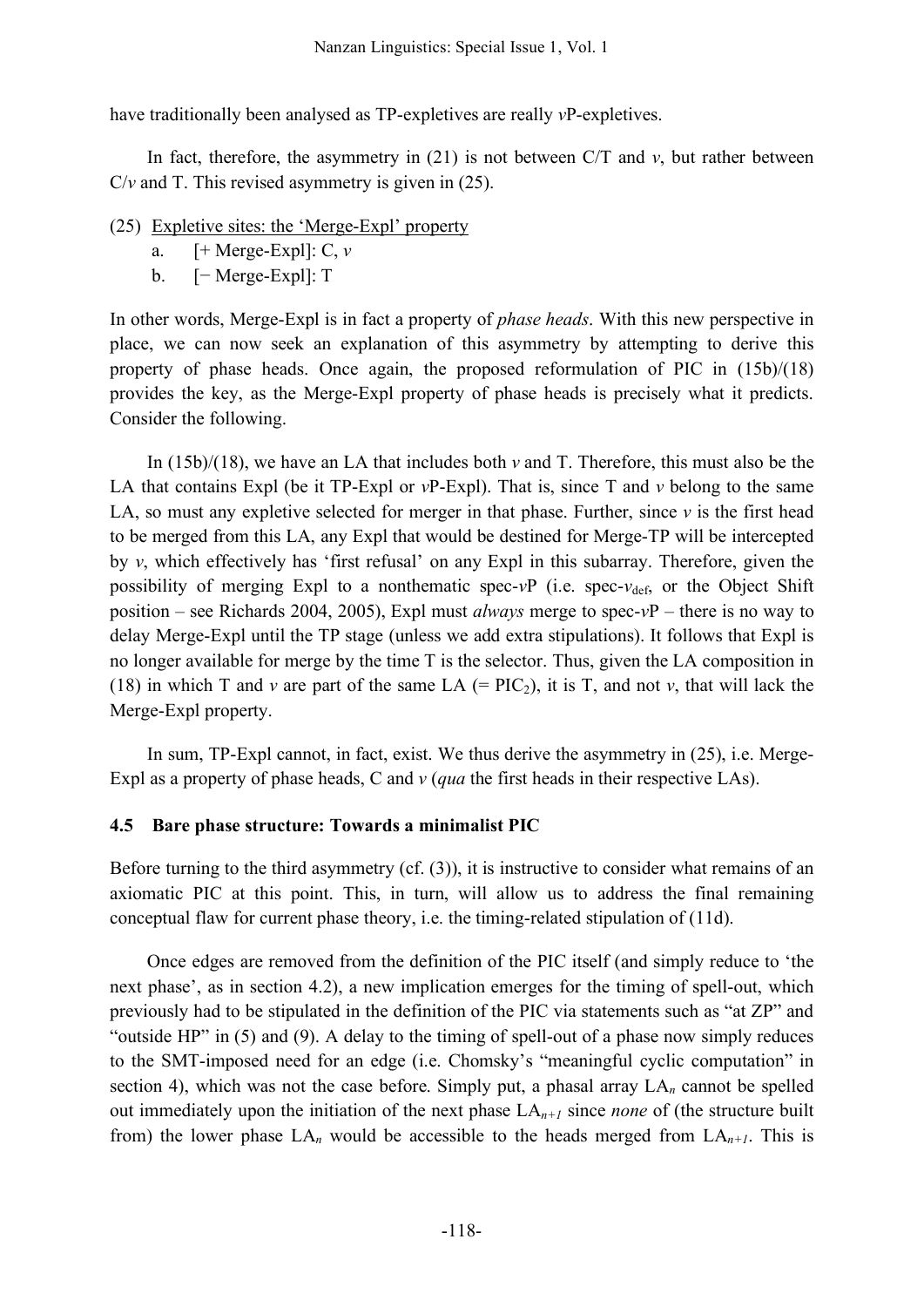have traditionally been analysed as TP-expletives are really *v*P-expletives.

In fact, therefore, the asymmetry in (21) is not between C/T and *v*, but rather between C/*v* and T. This revised asymmetry is given in (25).

(25) Expletive sites: the 'Merge-Expl' property

a. [+ Merge-Expl]: C, *v*

b. [− Merge-Expl]: T

In other words, Merge-Expl is in fact a property of *phase heads*. With this new perspective in place, we can now seek an explanation of this asymmetry by attempting to derive this property of phase heads. Once again, the proposed reformulation of PIC in (15b)/(18) provides the key, as the Merge-Expl property of phase heads is precisely what it predicts. Consider the following.

In (15b)/(18), we have an LA that includes both *v* and T. Therefore, this must also be the LA that contains Expl (be it TP-Expl or *v*P-Expl). That is, since T and *v* belong to the same LA, so must any expletive selected for merger in that phase. Further, since *v* is the first head to be merged from this LA, any Expl that would be destined for Merge-TP will be intercepted by *v*, which effectively has 'first refusal' on any Expl in this subarray. Therefore, given the possibility of merging Expl to a nonthematic spec-*v*P (i.e. spec-$v_{\text{def}}$, or the Object Shift position – see Richards 2004, 2005), Expl must *always* merge to spec-*v*P – there is no way to delay Merge-Expl until the TP stage (unless we add extra stipulations). It follows that Expl is no longer available for merge by the time T is the selector. Thus, given the LA composition in (18) in which T and *v* are part of the same LA (= $\text{PIC}_2$), it is T, and not *v*, that will lack the Merge-Expl property.

In sum, TP-Expl cannot, in fact, exist. We thus derive the asymmetry in (25), i.e. Merge-Expl as a property of phase heads, C and *v* (*qua* the first heads in their respective LAs).

### 4.5 Bare phase structure: Towards a minimalist PIC

Before turning to the third asymmetry (cf. (3)), it is instructive to consider what remains of an axiomatic PIC at this point. This, in turn, will allow us to address the final remaining conceptual flaw for current phase theory, i.e. the timing-related stipulation of (11d).

Once edges are removed from the definition of the PIC itself (and simply reduce to 'the next phase', as in section 4.2), a new implication emerges for the timing of spell-out, which previously had to be stipulated in the definition of the PIC via statements such as "at ZP" and "outside HP" in (5) and (9). A delay to the timing of spell-out of a phase now simply reduces to the SMT-imposed need for an edge (i.e. Chomsky's "meaningful cyclic computation" in section 4), which was not the case before. Simply put, a phasal array $\text{LA}_n$ cannot be spelled out immediately upon the initiation of the next phase $\text{LA}_{n+1}$ since *none* of (the structure built from) the lower phase $\text{LA}_n$ would be accessible to the heads merged from $\text{LA}_{n+1}$. This is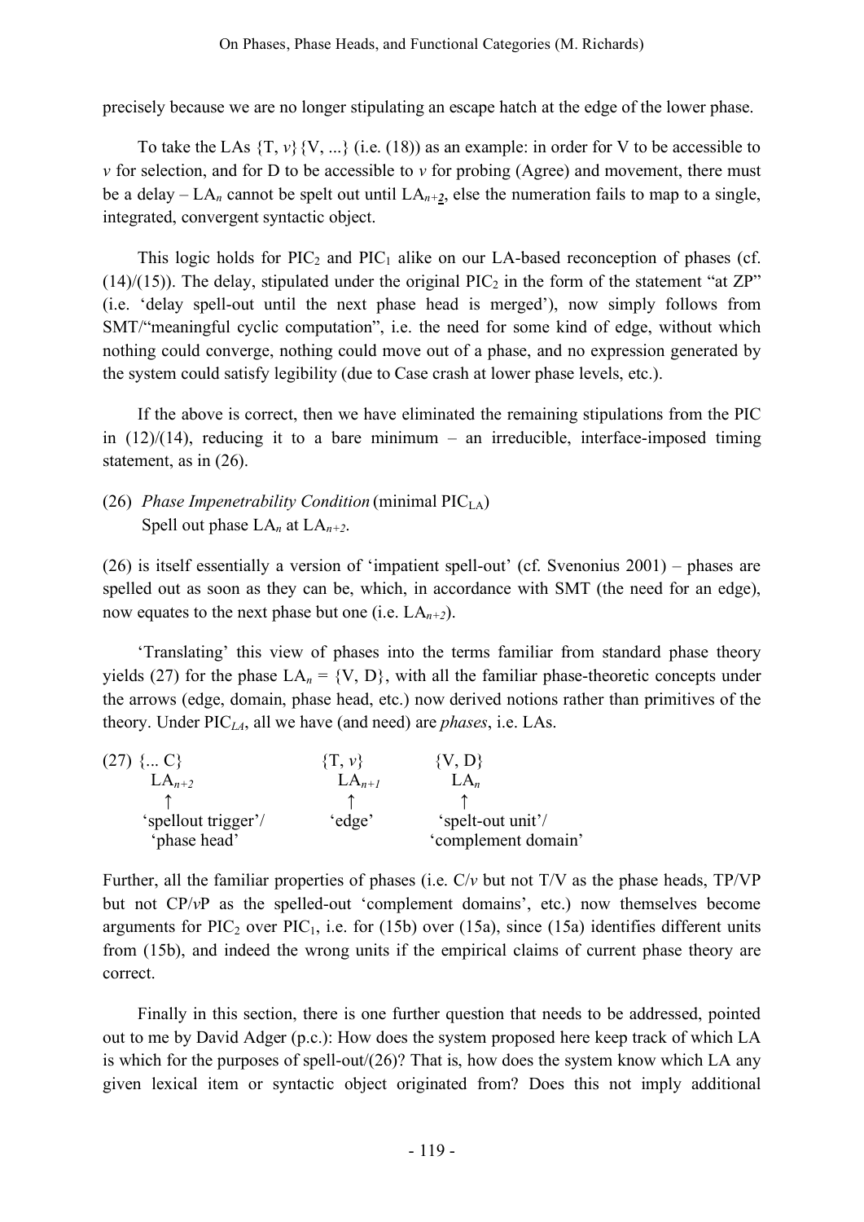precisely because we are no longer stipulating an escape hatch at the edge of the lower phase.

To take the LAs {T, *v*}{V, ...} (i.e. (18)) as an example: in order for V to be accessible to *v* for selection, and for D to be accessible to *v* for probing (Agree) and movement, there must be a delay – $LA_n$ cannot be spelt out until $LA_{n+2}$, else the numeration fails to map to a single, integrated, convergent syntactic object.

This logic holds for $PIC_2$ and $PIC_1$ alike on our LA-based reconception of phases (cf. (14)/(15)). The delay, stipulated under the original $PIC_2$ in the form of the statement "at ZP" (i.e. 'delay spell-out until the next phase head is merged'), now simply follows from SMT/"meaningful cyclic computation", i.e. the need for some kind of edge, without which nothing could converge, nothing could move out of a phase, and no expression generated by the system could satisfy legibility (due to Case crash at lower phase levels, etc.).

If the above is correct, then we have eliminated the remaining stipulations from the PIC in (12)/(14), reducing it to a bare minimum – an irreducible, interface-imposed timing statement, as in (26).

(26) *Phase Impenetrability Condition* (minimal $PIC_{LA}$)
Spell out phase $LA_n$ at $LA_{n+2}$.

(26) is itself essentially a version of 'impatient spell-out' (cf. Svenonius 2001) – phases are spelled out as soon as they can be, which, in accordance with SMT (the need for an edge), now equates to the next phase but one (i.e. $LA_{n+2}$).

'Translating' this view of phases into the terms familiar from standard phase theory yields (27) for the phase $LA_n$ = {V, D}, with all the familiar phase-theoretic concepts under the arrows (edge, domain, phase head, etc.) now derived notions rather than primitives of the theory. Under $PIC_{LA}$, all we have (and need) are *phases*, i.e. LAs.

(27)

| {... C} | {T, *v*} | {V, D} |
|---|---|---|
| $LA_{n+2}$ | $LA_{n+1}$ | $LA_n$ |
| ↑ | ↑ | ↑ |
| 'spellout trigger'/ 'phase head' | 'edge' | 'spelt-out unit'/ 'complement domain' |

Further, all the familiar properties of phases (i.e. C/*v* but not T/V as the phase heads, TP/VP but not CP/*v*P as the spelled-out 'complement domains', etc.) now themselves become arguments for $PIC_2$ over $PIC_1$, i.e. for (15b) over (15a), since (15a) identifies different units from (15b), and indeed the wrong units if the empirical claims of current phase theory are correct.

Finally in this section, there is one further question that needs to be addressed, pointed out to me by David Adger (p.c.): How does the system proposed here keep track of which LA is which for the purposes of spell-out/(26)? That is, how does the system know which LA any given lexical item or syntactic object originated from? Does this not imply additional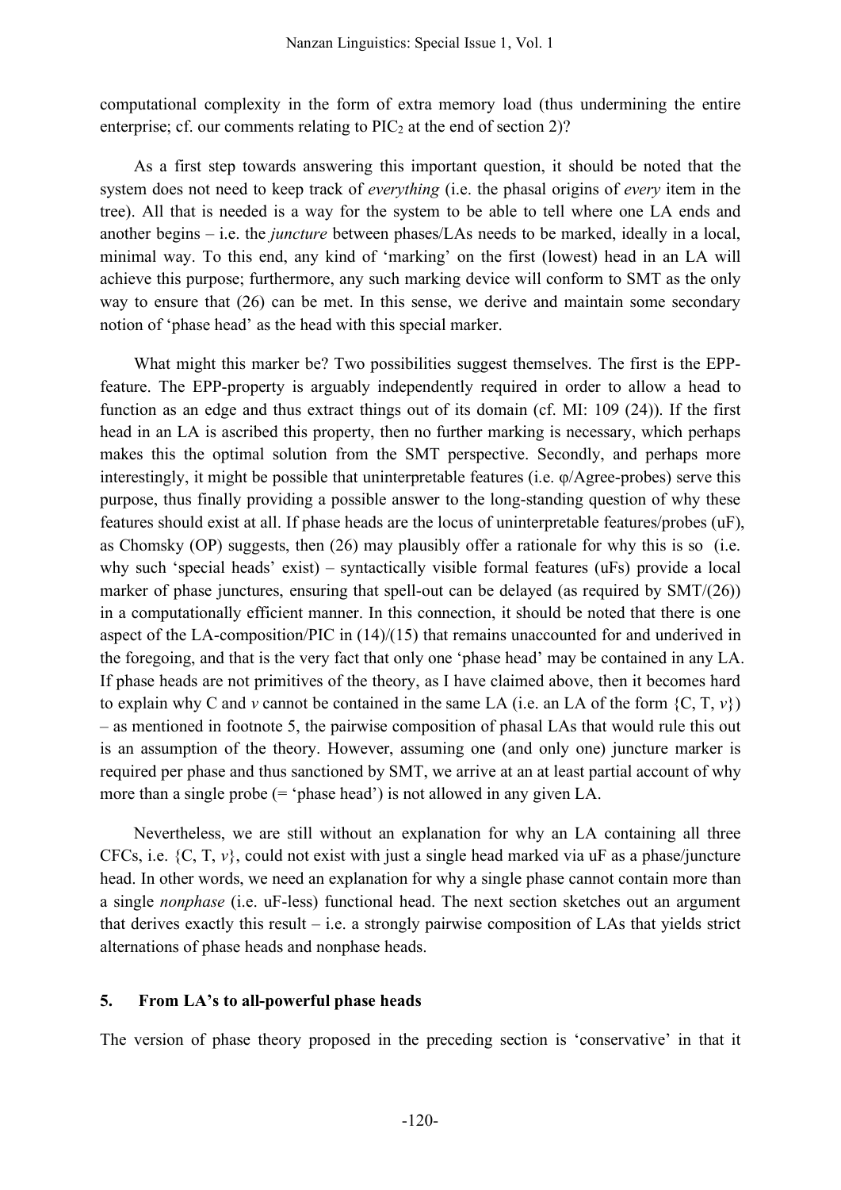computational complexity in the form of extra memory load (thus undermining the entire enterprise; cf. our comments relating to $PIC_2$ at the end of section 2)?

As a first step towards answering this important question, it should be noted that the system does not need to keep track of *everything* (i.e. the phasal origins of *every* item in the tree). All that is needed is a way for the system to be able to tell where one LA ends and another begins – i.e. the *juncture* between phases/LAs needs to be marked, ideally in a local, minimal way. To this end, any kind of 'marking' on the first (lowest) head in an LA will achieve this purpose; furthermore, any such marking device will conform to SMT as the only way to ensure that (26) can be met. In this sense, we derive and maintain some secondary notion of 'phase head' as the head with this special marker.

What might this marker be? Two possibilities suggest themselves. The first is the EPP-feature. The EPP-property is arguably independently required in order to allow a head to function as an edge and thus extract things out of its domain (cf. MI: 109 (24)). If the first head in an LA is ascribed this property, then no further marking is necessary, which perhaps makes this the optimal solution from the SMT perspective. Secondly, and perhaps more interestingly, it might be possible that uninterpretable features (i.e. φ/Agree-probes) serve this purpose, thus finally providing a possible answer to the long-standing question of why these features should exist at all. If phase heads are the locus of uninterpretable features/probes (uF), as Chomsky (OP) suggests, then (26) may plausibly offer a rationale for why this is so (i.e. why such 'special heads' exist) – syntactically visible formal features (uFs) provide a local marker of phase junctures, ensuring that spell-out can be delayed (as required by SMT/(26)) in a computationally efficient manner. In this connection, it should be noted that there is one aspect of the LA-composition/PIC in (14)/(15) that remains unaccounted for and underived in the foregoing, and that is the very fact that only one 'phase head' may be contained in any LA. If phase heads are not primitives of the theory, as I have claimed above, then it becomes hard to explain why C and *v* cannot be contained in the same LA (i.e. an LA of the form {C, T, *v*}) – as mentioned in footnote 5, the pairwise composition of phasal LAs that would rule this out is an assumption of the theory. However, assuming one (and only one) juncture marker is required per phase and thus sanctioned by SMT, we arrive at an at least partial account of why more than a single probe (= 'phase head') is not allowed in any given LA.

Nevertheless, we are still without an explanation for why an LA containing all three CFCs, i.e. {C, T, *v*}, could not exist with just a single head marked via uF as a phase/juncture head. In other words, we need an explanation for why a single phase cannot contain more than a single *nonphase* (i.e. uF-less) functional head. The next section sketches out an argument that derives exactly this result – i.e. a strongly pairwise composition of LAs that yields strict alternations of phase heads and nonphase heads.

## 5. From LA's to all-powerful phase heads

The version of phase theory proposed in the preceding section is 'conservative' in that it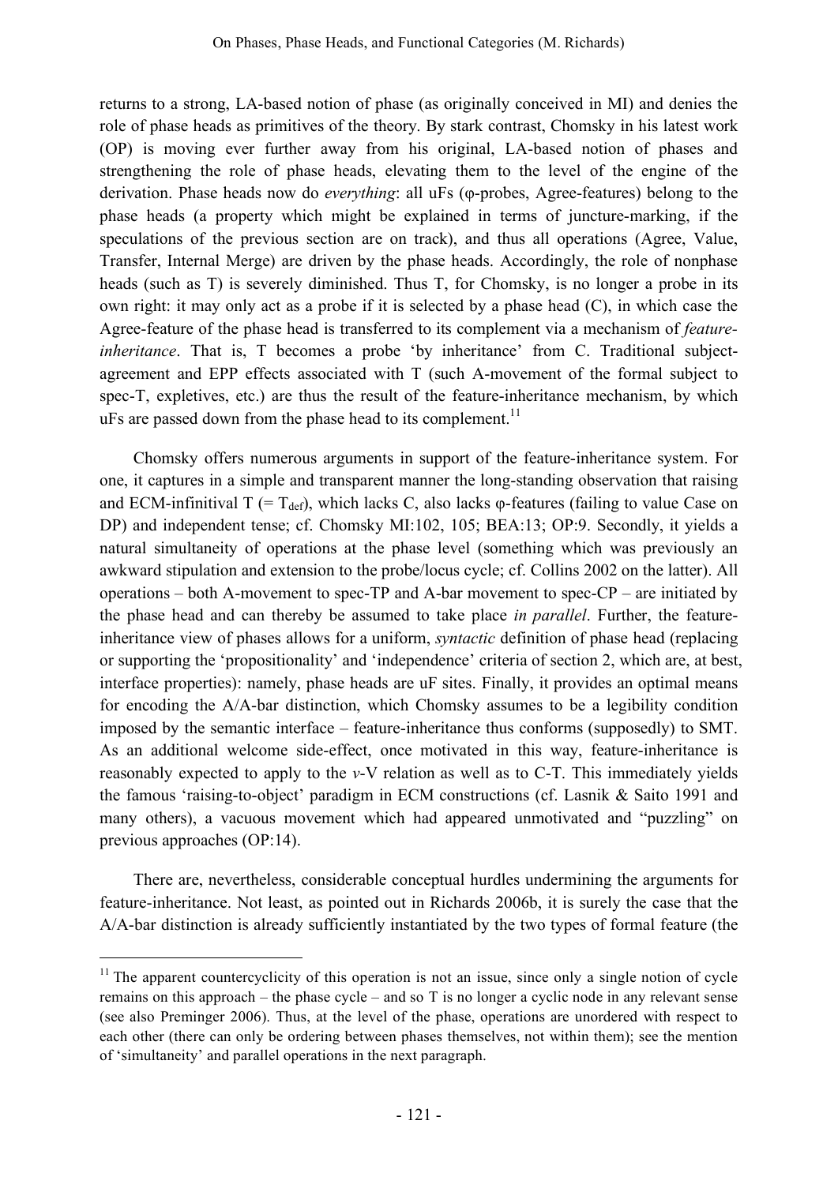returns to a strong, LA-based notion of phase (as originally conceived in MI) and denies the role of phase heads as primitives of the theory. By stark contrast, Chomsky in his latest work (OP) is moving ever further away from his original, LA-based notion of phases and strengthening the role of phase heads, elevating them to the level of the engine of the derivation. Phase heads now do *everything*: all uFs (φ-probes, Agree-features) belong to the phase heads (a property which might be explained in terms of juncture-marking, if the speculations of the previous section are on track), and thus all operations (Agree, Value, Transfer, Internal Merge) are driven by the phase heads. Accordingly, the role of nonphase heads (such as T) is severely diminished. Thus T, for Chomsky, is no longer a probe in its own right: it may only act as a probe if it is selected by a phase head (C), in which case the Agree-feature of the phase head is transferred to its complement via a mechanism of *feature-inheritance*. That is, T becomes a probe 'by inheritance' from C. Traditional subject-agreement and EPP effects associated with T (such A-movement of the formal subject to spec-T, expletives, etc.) are thus the result of the feature-inheritance mechanism, by which uFs are passed down from the phase head to its complement.[11]

Chomsky offers numerous arguments in support of the feature-inheritance system. For one, it captures in a simple and transparent manner the long-standing observation that raising and ECM-infinitival T (= $T_{def}$), which lacks C, also lacks φ-features (failing to value Case on DP) and independent tense; cf. Chomsky MI:102, 105; BEA:13; OP:9. Secondly, it yields a natural simultaneity of operations at the phase level (something which was previously an awkward stipulation and extension to the probe/locus cycle; cf. Collins 2002 on the latter). All operations – both A-movement to spec-TP and A-bar movement to spec-CP – are initiated by the phase head and can thereby be assumed to take place *in parallel*. Further, the feature-inheritance view of phases allows for a uniform, *syntactic* definition of phase head (replacing or supporting the 'propositionality' and 'independence' criteria of section 2, which are, at best, interface properties): namely, phase heads are uF sites. Finally, it provides an optimal means for encoding the A/A-bar distinction, which Chomsky assumes to be a legibility condition imposed by the semantic interface – feature-inheritance thus conforms (supposedly) to SMT. As an additional welcome side-effect, once motivated in this way, feature-inheritance is reasonably expected to apply to the *v*-V relation as well as to C-T. This immediately yields the famous 'raising-to-object' paradigm in ECM constructions (cf. Lasnik & Saito 1991 and many others), a vacuous movement which had appeared unmotivated and "puzzling" on previous approaches (OP:14).

There are, nevertheless, considerable conceptual hurdles undermining the arguments for feature-inheritance. Not least, as pointed out in Richards 2006b, it is surely the case that the A/A-bar distinction is already sufficiently instantiated by the two types of formal feature (the

---

[11] The apparent countercyclicity of this operation is not an issue, since only a single notion of cycle remains on this approach – the phase cycle – and so T is no longer a cyclic node in any relevant sense (see also Preminger 2006). Thus, at the level of the phase, operations are unordered with respect to each other (there can only be ordering between phases themselves, not within them); see the mention of 'simultaneity' and parallel operations in the next paragraph.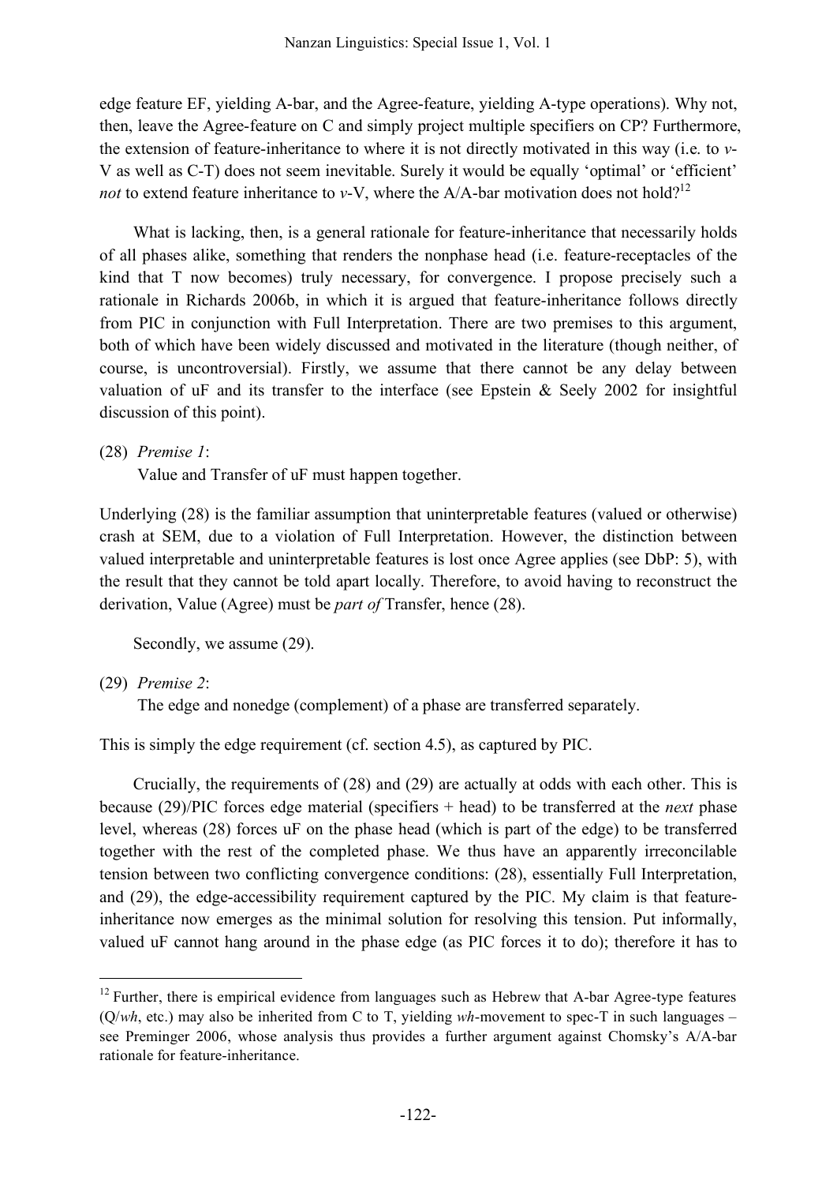edge feature EF, yielding A-bar, and the Agree-feature, yielding A-type operations). Why not, then, leave the Agree-feature on C and simply project multiple specifiers on CP? Furthermore, the extension of feature-inheritance to where it is not directly motivated in this way (i.e. to *v*-V as well as C-T) does not seem inevitable. Surely it would be equally 'optimal' or 'efficient' *not* to extend feature inheritance to *v*-V, where the A/A-bar motivation does not hold?[12]

What is lacking, then, is a general rationale for feature-inheritance that necessarily holds of all phases alike, something that renders the nonphase head (i.e. feature-receptacles of the kind that T now becomes) truly necessary, for convergence. I propose precisely such a rationale in Richards 2006b, in which it is argued that feature-inheritance follows directly from PIC in conjunction with Full Interpretation. There are two premises to this argument, both of which have been widely discussed and motivated in the literature (though neither, of course, is uncontroversial). Firstly, we assume that there cannot be any delay between valuation of uF and its transfer to the interface (see Epstein & Seely 2002 for insightful discussion of this point).

(28) *Premise 1*:
 Value and Transfer of uF must happen together.

Underlying (28) is the familiar assumption that uninterpretable features (valued or otherwise) crash at SEM, due to a violation of Full Interpretation. However, the distinction between valued interpretable and uninterpretable features is lost once Agree applies (see DbP: 5), with the result that they cannot be told apart locally. Therefore, to avoid having to reconstruct the derivation, Value (Agree) must be *part of* Transfer, hence (28).

Secondly, we assume (29).

(29) *Premise 2*:
 The edge and nonedge (complement) of a phase are transferred separately.

This is simply the edge requirement (cf. section 4.5), as captured by PIC.

Crucially, the requirements of (28) and (29) are actually at odds with each other. This is because (29)/PIC forces edge material (specifiers + head) to be transferred at the *next* phase level, whereas (28) forces uF on the phase head (which is part of the edge) to be transferred together with the rest of the completed phase. We thus have an apparently irreconcilable tension between two conflicting convergence conditions: (28), essentially Full Interpretation, and (29), the edge-accessibility requirement captured by the PIC. My claim is that feature-inheritance now emerges as the minimal solution for resolving this tension. Put informally, valued uF cannot hang around in the phase edge (as PIC forces it to do); therefore it has to

---

[12] Further, there is empirical evidence from languages such as Hebrew that A-bar Agree-type features (Q/*wh*, etc.) may also be inherited from C to T, yielding *wh*-movement to spec-T in such languages – see Preminger 2006, whose analysis thus provides a further argument against Chomsky's A/A-bar rationale for feature-inheritance.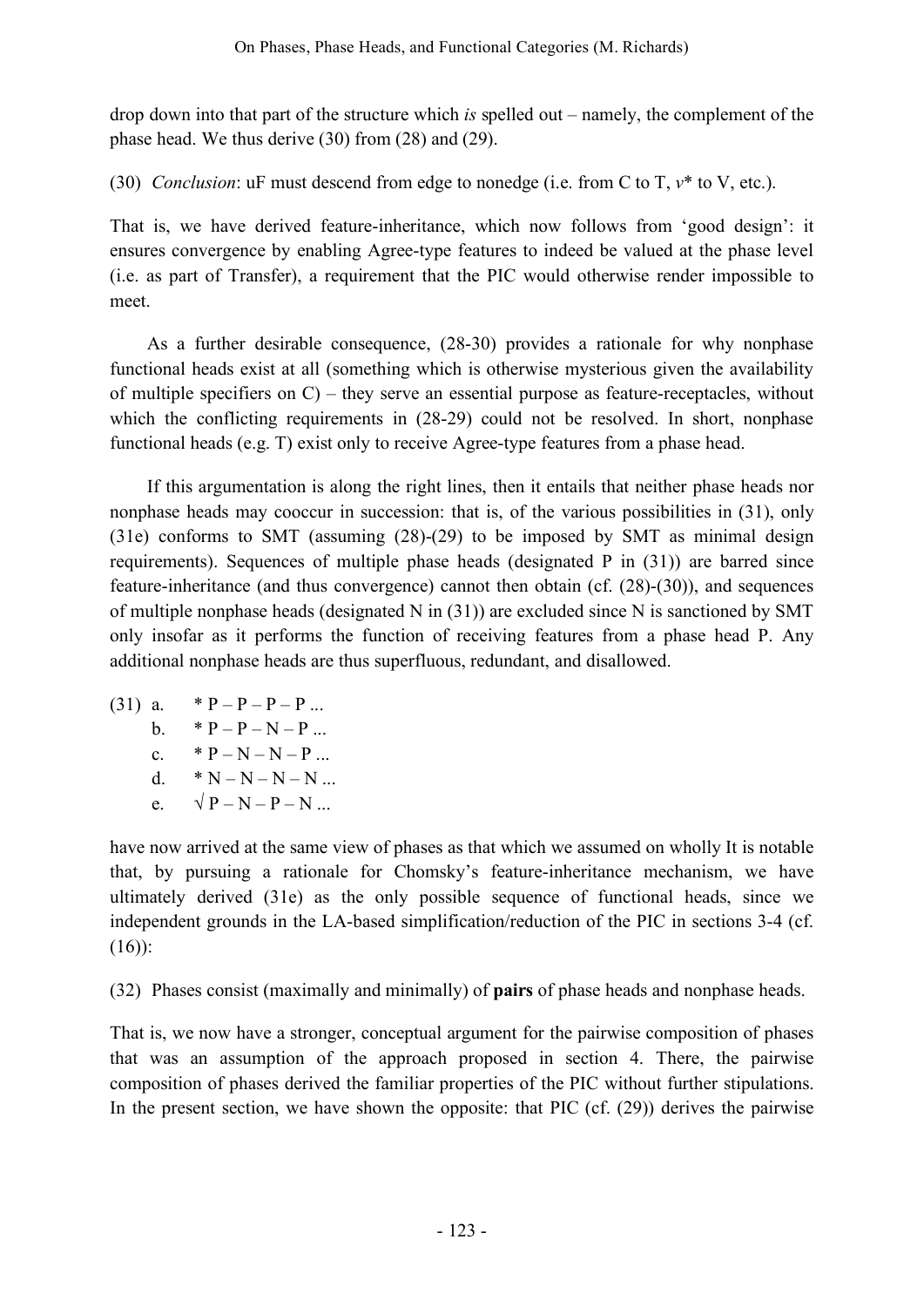drop down into that part of the structure which *is* spelled out – namely, the complement of the phase head. We thus derive (30) from (28) and (29).

(30) *Conclusion*: uF must descend from edge to nonedge (i.e. from C to T, *v** to V, etc.).

That is, we have derived feature-inheritance, which now follows from 'good design': it ensures convergence by enabling Agree-type features to indeed be valued at the phase level (i.e. as part of Transfer), a requirement that the PIC would otherwise render impossible to meet.

As a further desirable consequence, (28-30) provides a rationale for why nonphase functional heads exist at all (something which is otherwise mysterious given the availability of multiple specifiers on C) – they serve an essential purpose as feature-receptacles, without which the conflicting requirements in (28-29) could not be resolved. In short, nonphase functional heads (e.g. T) exist only to receive Agree-type features from a phase head.

If this argumentation is along the right lines, then it entails that neither phase heads nor nonphase heads may cooccur in succession: that is, of the various possibilities in (31), only (31e) conforms to SMT (assuming (28)-(29) to be imposed by SMT as minimal design requirements). Sequences of multiple phase heads (designated P in (31)) are barred since feature-inheritance (and thus convergence) cannot then obtain (cf. (28)-(30)), and sequences of multiple nonphase heads (designated N in (31)) are excluded since N is sanctioned by SMT only insofar as it performs the function of receiving features from a phase head P. Any additional nonphase heads are thus superfluous, redundant, and disallowed.

(31) a. * P – P – P – P ...
b. * P – P – N – P ...
c. * P – N – N – P ...
d. * N – N – N – N ...
e. √ P – N – P – N ...

have now arrived at the same view of phases as that which we assumed on wholly It is notable that, by pursuing a rationale for Chomsky's feature-inheritance mechanism, we have ultimately derived (31e) as the only possible sequence of functional heads, since we independent grounds in the LA-based simplification/reduction of the PIC in sections 3-4 (cf. (16)):

(32) Phases consist (maximally and minimally) of **pairs** of phase heads and nonphase heads.

That is, we now have a stronger, conceptual argument for the pairwise composition of phases that was an assumption of the approach proposed in section 4. There, the pairwise composition of phases derived the familiar properties of the PIC without further stipulations. In the present section, we have shown the opposite: that PIC (cf. (29)) derives the pairwise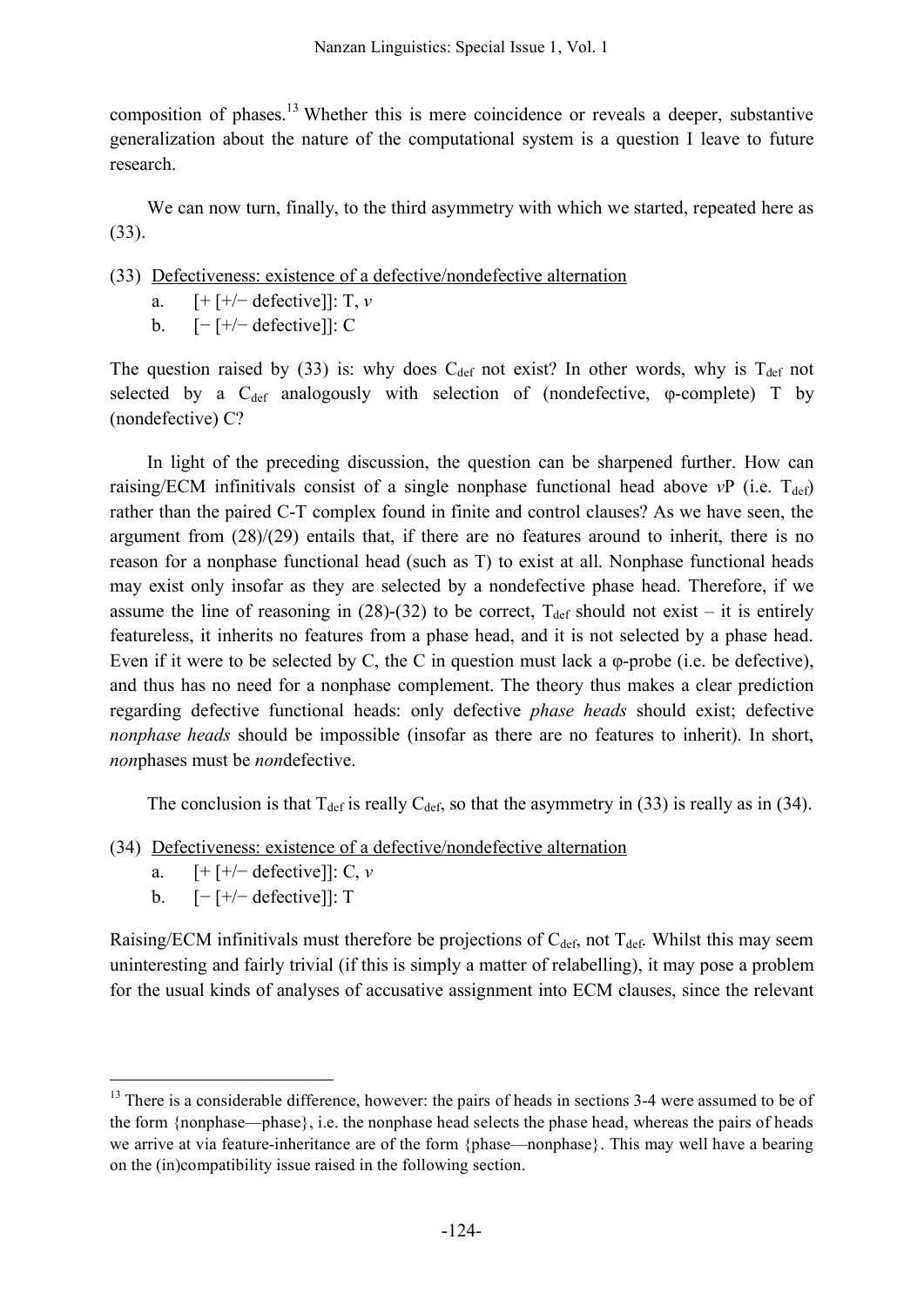composition of phases.[13] Whether this is mere coincidence or reveals a deeper, substantive generalization about the nature of the computational system is a question I leave to future research.

We can now turn, finally, to the third asymmetry with which we started, repeated here as (33).

(33) <u>Defectiveness: existence of a defective/nondefective alternation</u>
  a. [+ [+/− defective]]: T, *v*
  b. [− [+/− defective]]: C

The question raised by (33) is: why does $C_{def}$ not exist? In other words, why is $T_{def}$ not selected by a $C_{def}$ analogously with selection of (nondefective, φ-complete) T by (nondefective) C?

In light of the preceding discussion, the question can be sharpened further. How can raising/ECM infinitivals consist of a single nonphase functional head above *v*P (i.e. $T_{def}$) rather than the paired C-T complex found in finite and control clauses? As we have seen, the argument from (28)/(29) entails that, if there are no features around to inherit, there is no reason for a nonphase functional head (such as T) to exist at all. Nonphase functional heads may exist only insofar as they are selected by a nondefective phase head. Therefore, if we assume the line of reasoning in (28)-(32) to be correct, $T_{def}$ should not exist – it is entirely featureless, it inherits no features from a phase head, and it is not selected by a phase head. Even if it were to be selected by C, the C in question must lack a φ-probe (i.e. be defective), and thus has no need for a nonphase complement. The theory thus makes a clear prediction regarding defective functional heads: only defective *phase heads* should exist; defective *nonphase heads* should be impossible (insofar as there are no features to inherit). In short, *non*phases must be *non*defective.

The conclusion is that $T_{def}$ is really $C_{def}$, so that the asymmetry in (33) is really as in (34).

(34) <u>Defectiveness: existence of a defective/nondefective alternation</u>
  a. [+ [+/− defective]]: C, *v*
  b. [− [+/− defective]]: T

Raising/ECM infinitivals must therefore be projections of $C_{def}$, not $T_{def}$. Whilst this may seem uninteresting and fairly trivial (if this is simply a matter of relabelling), it may pose a problem for the usual kinds of analyses of accusative assignment into ECM clauses, since the relevant

[13] There is a considerable difference, however: the pairs of heads in sections 3-4 were assumed to be of the form {nonphase—phase}, i.e. the nonphase head selects the phase head, whereas the pairs of heads we arrive at via feature-inheritance are of the form {phase—nonphase}. This may well have a bearing on the (in)compatibility issue raised in the following section.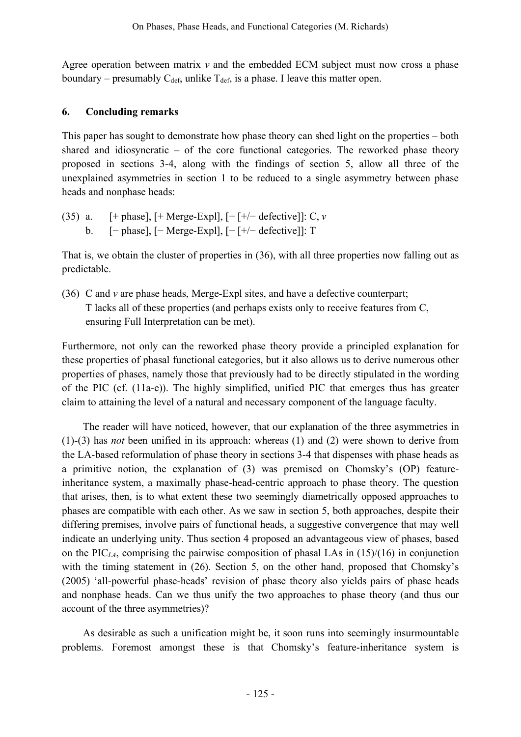Agree operation between matrix *v* and the embedded ECM subject must now cross a phase boundary – presumably $C_{def}$, unlike $T_{def}$, is a phase. I leave this matter open.

## 6. Concluding remarks

This paper has sought to demonstrate how phase theory can shed light on the properties – both shared and idiosyncratic – of the core functional categories. The reworked phase theory proposed in sections 3-4, along with the findings of section 5, allow all three of the unexplained asymmetries in section 1 to be reduced to a single asymmetry between phase heads and nonphase heads:

(35) a. [+ phase], [+ Merge-Expl], [+ [+/− defective]]: C, *v*
 b. [− phase], [− Merge-Expl], [− [+/− defective]]: T

That is, we obtain the cluster of properties in (36), with all three properties now falling out as predictable.

(36) C and *v* are phase heads, Merge-Expl sites, and have a defective counterpart;
 T lacks all of these properties (and perhaps exists only to receive features from C, ensuring Full Interpretation can be met).

Furthermore, not only can the reworked phase theory provide a principled explanation for these properties of phasal functional categories, but it also allows us to derive numerous other properties of phases, namely those that previously had to be directly stipulated in the wording of the PIC (cf. (11a-e)). The highly simplified, unified PIC that emerges thus has greater claim to attaining the level of a natural and necessary component of the language faculty.

The reader will have noticed, however, that our explanation of the three asymmetries in (1)-(3) has *not* been unified in its approach: whereas (1) and (2) were shown to derive from the LA-based reformulation of phase theory in sections 3-4 that dispenses with phase heads as a primitive notion, the explanation of (3) was premised on Chomsky's (OP) feature-inheritance system, a maximally phase-head-centric approach to phase theory. The question that arises, then, is to what extent these two seemingly diametrically opposed approaches to phases are compatible with each other. As we saw in section 5, both approaches, despite their differing premises, involve pairs of functional heads, a suggestive convergence that may well indicate an underlying unity. Thus section 4 proposed an advantageous view of phases, based on the $\text{PIC}_{LA}$, comprising the pairwise composition of phasal LAs in (15)/(16) in conjunction with the timing statement in (26). Section 5, on the other hand, proposed that Chomsky's (2005) 'all-powerful phase-heads' revision of phase theory also yields pairs of phase heads and nonphase heads. Can we thus unify the two approaches to phase theory (and thus our account of the three asymmetries)?

As desirable as such a unification might be, it soon runs into seemingly insurmountable problems. Foremost amongst these is that Chomsky's feature-inheritance system is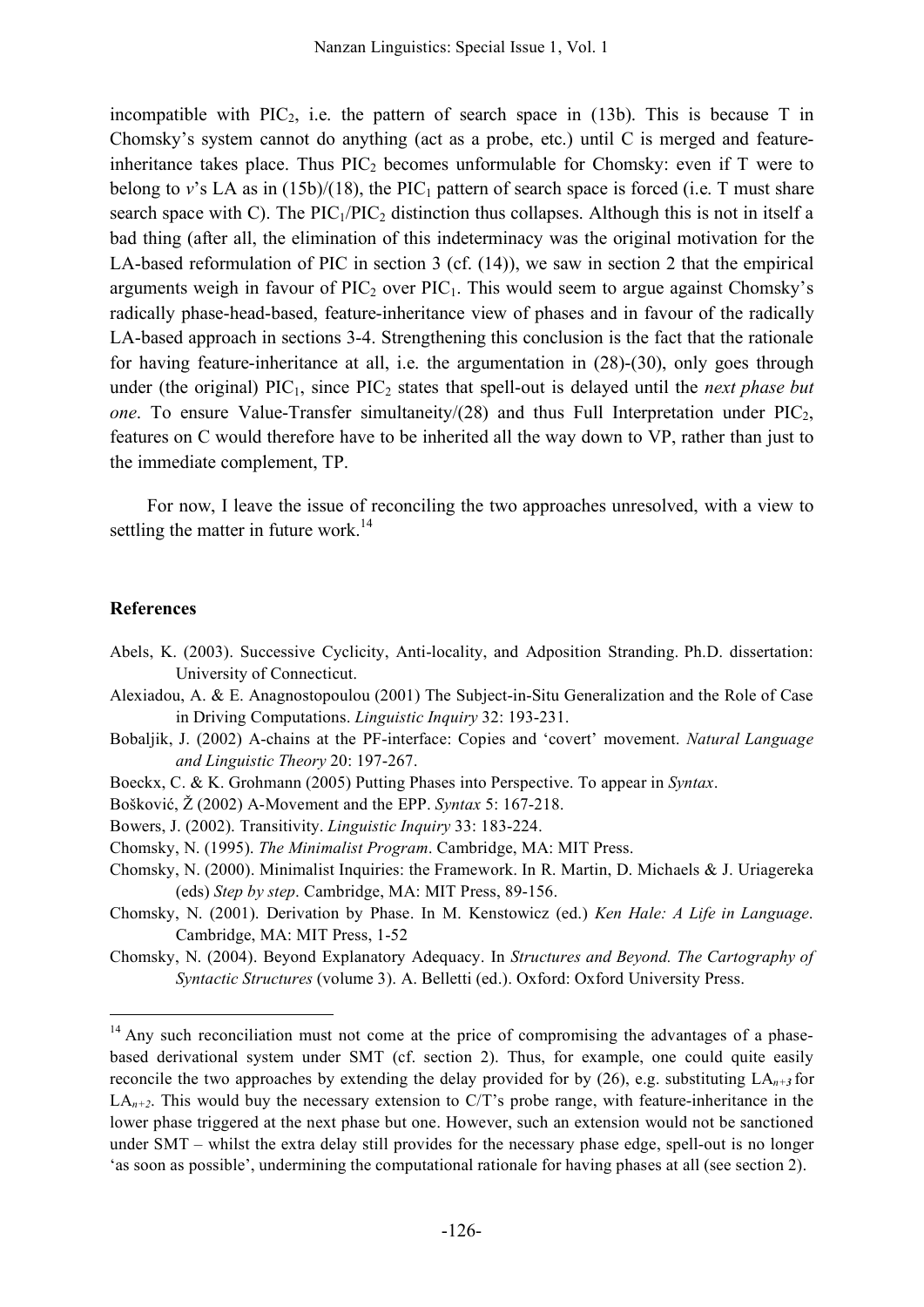incompatible with $PIC_2$, i.e. the pattern of search space in (13b). This is because T in Chomsky's system cannot do anything (act as a probe, etc.) until C is merged and feature-inheritance takes place. Thus $PIC_2$ becomes unformulable for Chomsky: even if T were to belong to *v*'s LA as in (15b)/(18), the $PIC_1$ pattern of search space is forced (i.e. T must share search space with C). The $PIC_1$/$PIC_2$ distinction thus collapses. Although this is not in itself a bad thing (after all, the elimination of this indeterminacy was the original motivation for the LA-based reformulation of PIC in section 3 (cf. (14)), we saw in section 2 that the empirical arguments weigh in favour of $PIC_2$ over $PIC_1$. This would seem to argue against Chomsky's radically phase-head-based, feature-inheritance view of phases and in favour of the radically LA-based approach in sections 3-4. Strengthening this conclusion is the fact that the rationale for having feature-inheritance at all, i.e. the argumentation in (28)-(30), only goes through under (the original) $PIC_1$, since $PIC_2$ states that spell-out is delayed until the *next phase but one*. To ensure Value-Transfer simultaneity/(28) and thus Full Interpretation under $PIC_2$, features on C would therefore have to be inherited all the way down to VP, rather than just to the immediate complement, TP.

For now, I leave the issue of reconciling the two approaches unresolved, with a view to settling the matter in future work.[14]

## References

Abels, K. (2003). Successive Cyclicity, Anti-locality, and Adposition Stranding. Ph.D. dissertation: University of Connecticut.

Alexiadou, A. & E. Anagnostopoulou (2001) The Subject-in-Situ Generalization and the Role of Case in Driving Computations. *Linguistic Inquiry* 32: 193-231.

Bobaljik, J. (2002) A-chains at the PF-interface: Copies and 'covert' movement. *Natural Language and Linguistic Theory* 20: 197-267.

Boeckx, C. & K. Grohmann (2005) Putting Phases into Perspective. To appear in *Syntax*.

Bošković, Ž (2002) A-Movement and the EPP. *Syntax* 5: 167-218.

Bowers, J. (2002). Transitivity. *Linguistic Inquiry* 33: 183-224.

Chomsky, N. (1995). *The Minimalist Program*. Cambridge, MA: MIT Press.

Chomsky, N. (2000). Minimalist Inquiries: the Framework. In R. Martin, D. Michaels & J. Uriagereka (eds) *Step by step*. Cambridge, MA: MIT Press, 89-156.

Chomsky, N. (2001). Derivation by Phase. In M. Kenstowicz (ed.) *Ken Hale: A Life in Language*. Cambridge, MA: MIT Press, 1-52

Chomsky, N. (2004). Beyond Explanatory Adequacy. In *Structures and Beyond. The Cartography of Syntactic Structures* (volume 3). A. Belletti (ed.). Oxford: Oxford University Press.

---

[14] Any such reconciliation must not come at the price of compromising the advantages of a phase-based derivational system under SMT (cf. section 2). Thus, for example, one could quite easily reconcile the two approaches by extending the delay provided for by (26), e.g. substituting $LA_{n+3}$ for $LA_{n+2}$. This would buy the necessary extension to C/T's probe range, with feature-inheritance in the lower phase triggered at the next phase but one. However, such an extension would not be sanctioned under SMT – whilst the extra delay still provides for the necessary phase edge, spell-out is no longer 'as soon as possible', undermining the computational rationale for having phases at all (see section 2).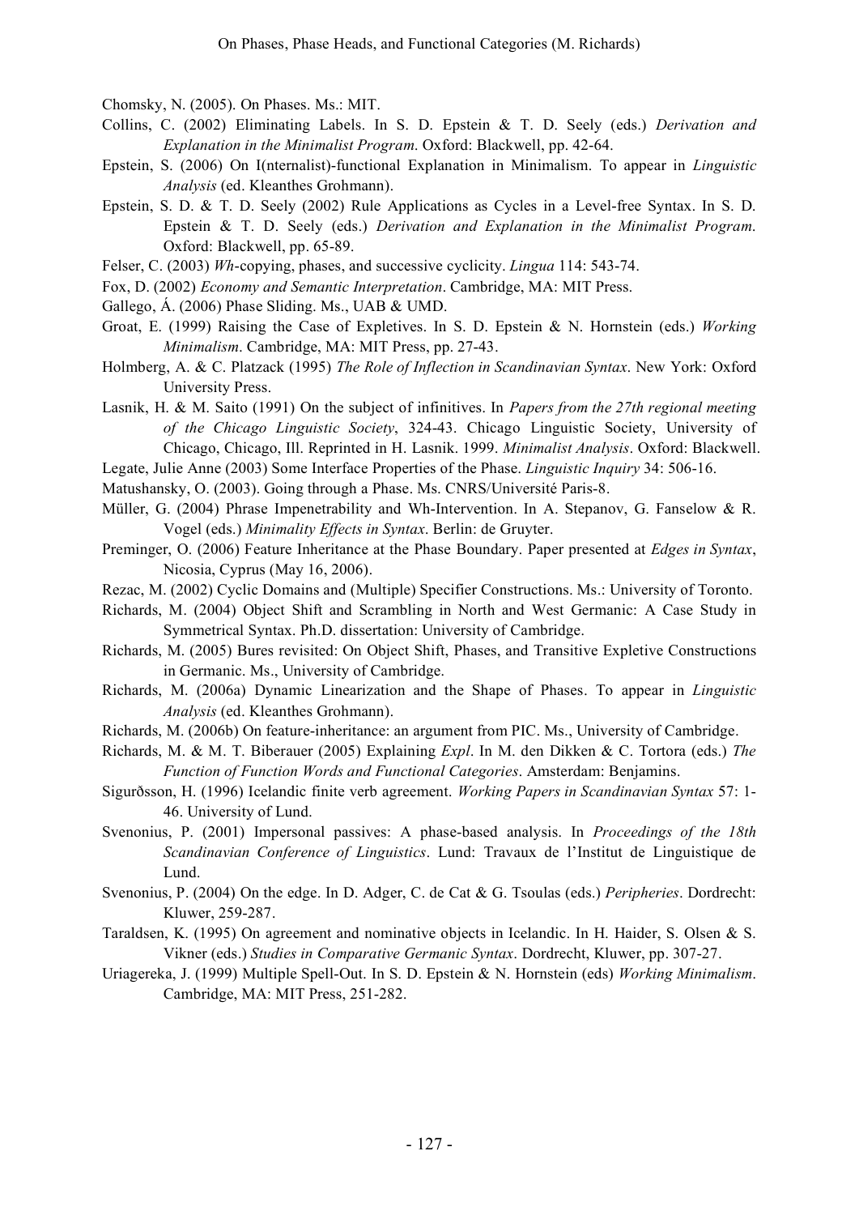Chomsky, N. (2005). On Phases. Ms.: MIT.

Collins, C. (2002) Eliminating Labels. In S. D. Epstein & T. D. Seely (eds.) *Derivation and Explanation in the Minimalist Program*. Oxford: Blackwell, pp. 42-64.

Epstein, S. (2006) On I(nternalist)-functional Explanation in Minimalism. To appear in *Linguistic Analysis* (ed. Kleanthes Grohmann).

Epstein, S. D. & T. D. Seely (2002) Rule Applications as Cycles in a Level-free Syntax. In S. D. Epstein & T. D. Seely (eds.) *Derivation and Explanation in the Minimalist Program*. Oxford: Blackwell, pp. 65-89.

Felser, C. (2003) *Wh*-copying, phases, and successive cyclicity. *Lingua* 114: 543-74.

Fox, D. (2002) *Economy and Semantic Interpretation*. Cambridge, MA: MIT Press.

Gallego, Á. (2006) Phase Sliding. Ms., UAB & UMD.

Groat, E. (1999) Raising the Case of Expletives. In S. D. Epstein & N. Hornstein (eds.) *Working Minimalism*. Cambridge, MA: MIT Press, pp. 27-43.

Holmberg, A. & C. Platzack (1995) *The Role of Inflection in Scandinavian Syntax*. New York: Oxford University Press.

Lasnik, H. & M. Saito (1991) On the subject of infinitives. In *Papers from the 27th regional meeting of the Chicago Linguistic Society*, 324-43. Chicago Linguistic Society, University of Chicago, Chicago, Ill. Reprinted in H. Lasnik. 1999. *Minimalist Analysis*. Oxford: Blackwell.

Legate, Julie Anne (2003) Some Interface Properties of the Phase. *Linguistic Inquiry* 34: 506-16.

Matushansky, O. (2003). Going through a Phase. Ms. CNRS/Université Paris-8.

Müller, G. (2004) Phrase Impenetrability and Wh-Intervention. In A. Stepanov, G. Fanselow & R. Vogel (eds.) *Minimality Effects in Syntax*. Berlin: de Gruyter.

Preminger, O. (2006) Feature Inheritance at the Phase Boundary. Paper presented at *Edges in Syntax*, Nicosia, Cyprus (May 16, 2006).

Rezac, M. (2002) Cyclic Domains and (Multiple) Specifier Constructions. Ms.: University of Toronto.

Richards, M. (2004) Object Shift and Scrambling in North and West Germanic: A Case Study in Symmetrical Syntax. Ph.D. dissertation: University of Cambridge.

Richards, M. (2005) Bures revisited: On Object Shift, Phases, and Transitive Expletive Constructions in Germanic. Ms., University of Cambridge.

Richards, M. (2006a) Dynamic Linearization and the Shape of Phases. To appear in *Linguistic Analysis* (ed. Kleanthes Grohmann).

Richards, M. (2006b) On feature-inheritance: an argument from PIC. Ms., University of Cambridge.

Richards, M. & M. T. Biberauer (2005) Explaining *Expl*. In M. den Dikken & C. Tortora (eds.) *The Function of Function Words and Functional Categories*. Amsterdam: Benjamins.

Sigurðsson, H. (1996) Icelandic finite verb agreement. *Working Papers in Scandinavian Syntax* 57: 1-46. University of Lund.

Svenonius, P. (2001) Impersonal passives: A phase-based analysis. In *Proceedings of the 18th Scandinavian Conference of Linguistics*. Lund: Travaux de l'Institut de Linguistique de Lund.

Svenonius, P. (2004) On the edge. In D. Adger, C. de Cat & G. Tsoulas (eds.) *Peripheries*. Dordrecht: Kluwer, 259-287.

Taraldsen, K. (1995) On agreement and nominative objects in Icelandic. In H. Haider, S. Olsen & S. Vikner (eds.) *Studies in Comparative Germanic Syntax*. Dordrecht, Kluwer, pp. 307-27.

Uriagereka, J. (1999) Multiple Spell-Out. In S. D. Epstein & N. Hornstein (eds) *Working Minimalism*. Cambridge, MA: MIT Press, 251-282.